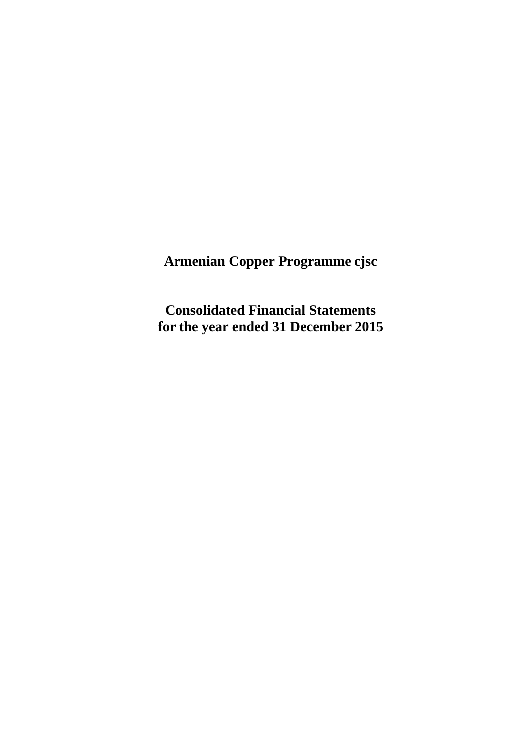# Armenian Copper Programme cjsc

## Consolidated Financial Statements
## for the year ended 31 December 2015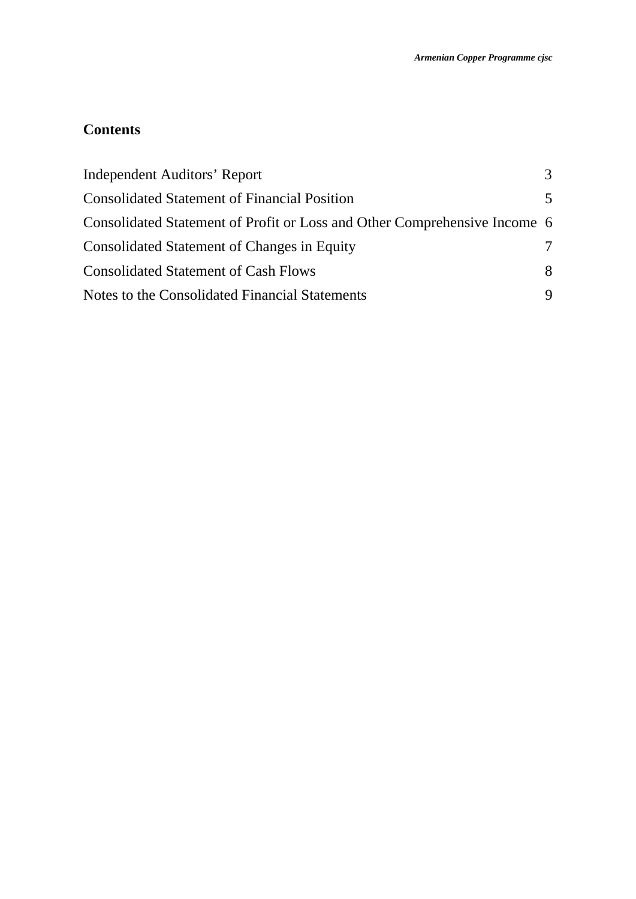## Contents

| | |
|---|---|
| Independent Auditors' Report | 3 |
| Consolidated Statement of Financial Position | 5 |
| Consolidated Statement of Profit or Loss and Other Comprehensive Income | 6 |
| Consolidated Statement of Changes in Equity | 7 |
| Consolidated Statement of Cash Flows | 8 |
| Notes to the Consolidated Financial Statements | 9 |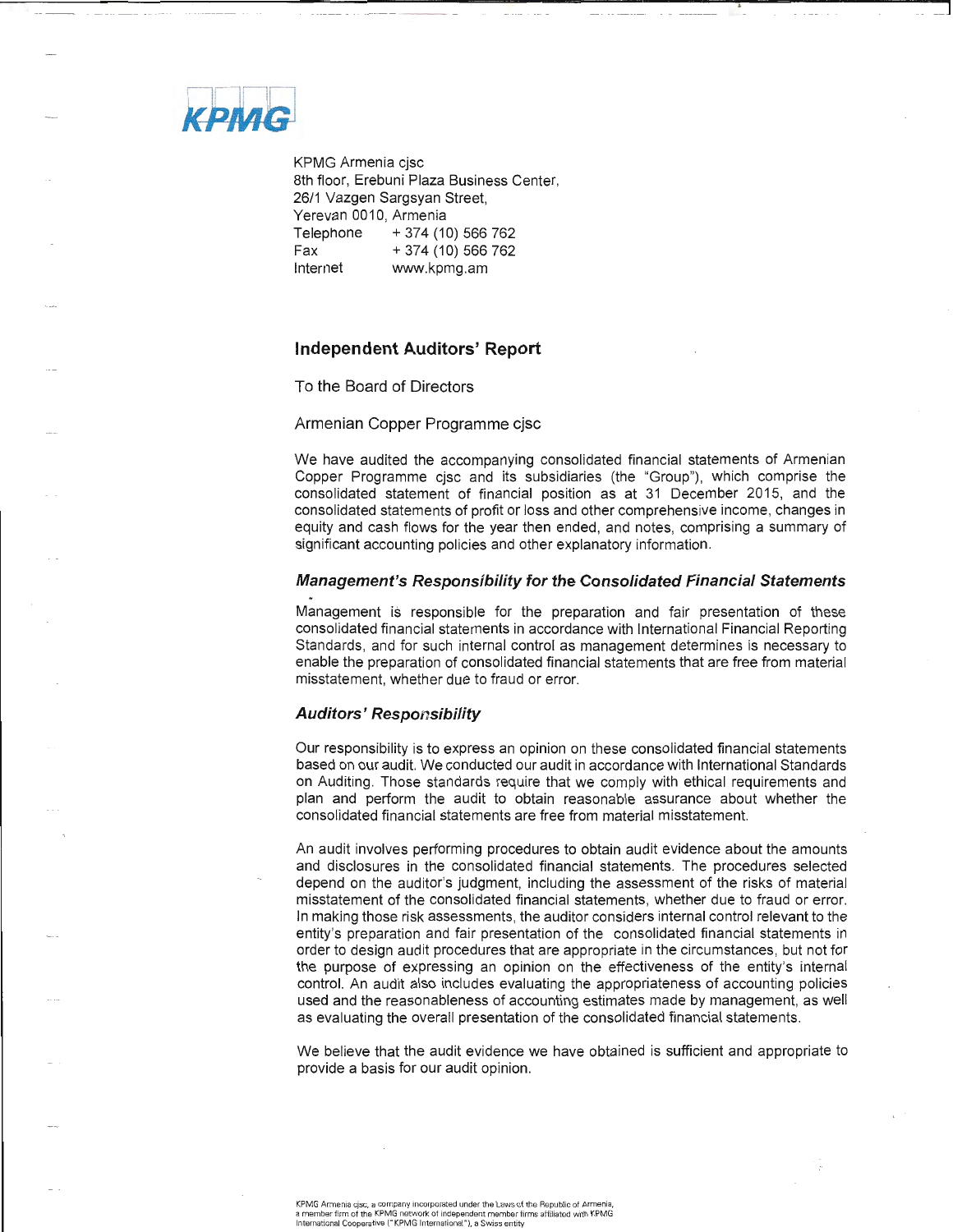KPMG

KPMG Armenia cjsc
8th floor, Erebuni Plaza Business Center,
26/1 Vazgen Sargsyan Street,
Yerevan 0010, Armenia

| | |
|---|---|
| Telephone | + 374 (10) 566 762 |
| Fax | + 374 (10) 566 762 |
| Internet | www.kpmg.am |

## Independent Auditors' Report

To the Board of Directors

Armenian Copper Programme cjsc

We have audited the accompanying consolidated financial statements of Armenian Copper Programme cjsc and its subsidiaries (the "Group"), which comprise the consolidated statement of financial position as at 31 December 2015, and the consolidated statements of profit or loss and other comprehensive income, changes in equity and cash flows for the year then ended, and notes, comprising a summary of significant accounting policies and other explanatory information.

### *Management's Responsibility for the Consolidated Financial Statements*

Management is responsible for the preparation and fair presentation of these consolidated financial statements in accordance with International Financial Reporting Standards, and for such internal control as management determines is necessary to enable the preparation of consolidated financial statements that are free from material misstatement, whether due to fraud or error.

### *Auditors' Responsibility*

Our responsibility is to express an opinion on these consolidated financial statements based on our audit. We conducted our audit in accordance with International Standards on Auditing. Those standards require that we comply with ethical requirements and plan and perform the audit to obtain reasonable assurance about whether the consolidated financial statements are free from material misstatement.

An audit involves performing procedures to obtain audit evidence about the amounts and disclosures in the consolidated financial statements. The procedures selected depend on the auditor's judgment, including the assessment of the risks of material misstatement of the consolidated financial statements, whether due to fraud or error. In making those risk assessments, the auditor considers internal control relevant to the entity's preparation and fair presentation of the consolidated financial statements in order to design audit procedures that are appropriate in the circumstances, but not for the purpose of expressing an opinion on the effectiveness of the entity's internal control. An audit also includes evaluating the appropriateness of accounting policies used and the reasonableness of accounting estimates made by management, as well as evaluating the overall presentation of the consolidated financial statements.

We believe that the audit evidence we have obtained is sufficient and appropriate to provide a basis for our audit opinion.

KPMG Armenia cjsc, a company incorporated under the Laws of the Republic of Armenia, a member firm of the KPMG network of independent member firms affiliated with KPMG International Cooperative ("KPMG International"), a Swiss entity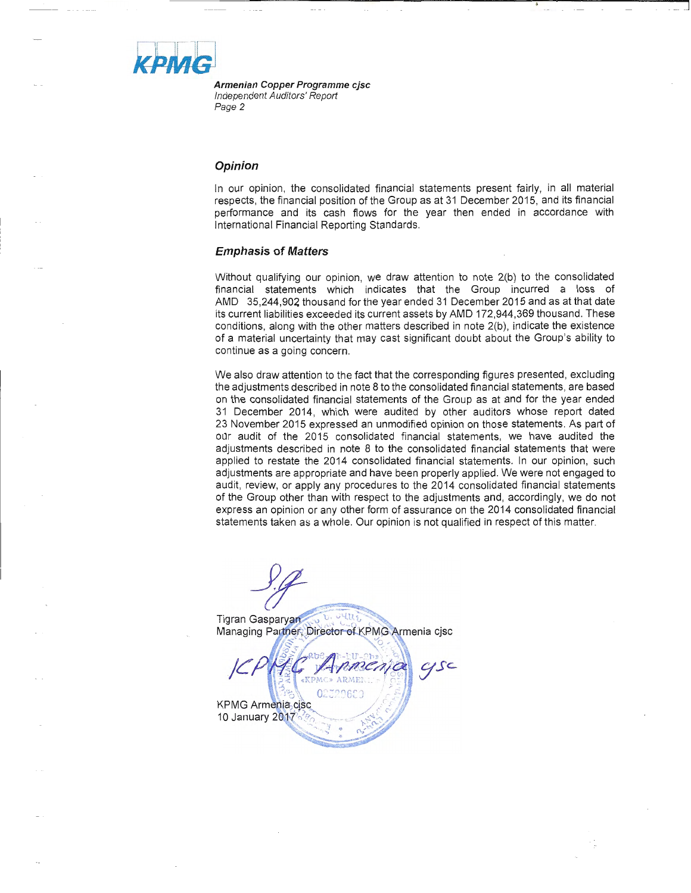## Opinion

In our opinion, the consolidated financial statements present fairly, in all material respects, the financial position of the Group as at 31 December 2015, and its financial performance and its cash flows for the year then ended in accordance with International Financial Reporting Standards.

## Emphasis of Matters

Without qualifying our opinion, we draw attention to note 2(b) to the consolidated financial statements which indicates that the Group incurred a loss of AMD 35,244,902 thousand for the year ended 31 December 2015 and as at that date its current liabilities exceeded its current assets by AMD 172,944,369 thousand. These conditions, along with the other matters described in note 2(b), indicate the existence of a material uncertainty that may cast significant doubt about the Group's ability to continue as a going concern.

We also draw attention to the fact that the corresponding figures presented, excluding the adjustments described in note 8 to the consolidated financial statements, are based on the consolidated financial statements of the Group as at and for the year ended 31 December 2014, which were audited by other auditors whose report dated 23 November 2015 expressed an unmodified opinion on those statements. As part of our audit of the 2015 consolidated financial statements, we have audited the adjustments described in note 8 to the consolidated financial statements that were applied to restate the 2014 consolidated financial statements. In our opinion, such adjustments are appropriate and have been properly applied. We were not engaged to audit, review, or apply any procedures to the 2014 consolidated financial statements of the Group other than with respect to the adjustments and, accordingly, we do not express an opinion or any other form of assurance on the 2014 consolidated financial statements taken as a whole. Our opinion is not qualified in respect of this matter.

Tigran Gasparyan
Managing Partner, Director of KPMG Armenia cjsc

KPMG Armenia cjsc

KPMG Armenia cjsc
10 January 2017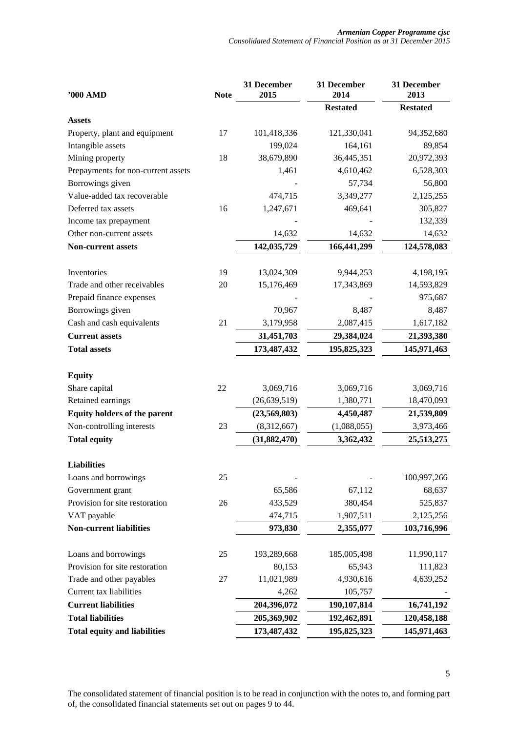| '000 AMD | Note | 31 December 2015 | 31 December 2014 | 31 December 2013 |
|---|---|---|---|---|
| | | | **Restated** | **Restated** |
| **Assets** | | | | |
| Property, plant and equipment | 17 | 101,418,336 | 121,330,041 | 94,352,680 |
| Intangible assets | | 199,024 | 164,161 | 89,854 |
| Mining property | 18 | 38,679,890 | 36,445,351 | 20,972,393 |
| Prepayments for non-current assets | | 1,461 | 4,610,462 | 6,528,303 |
| Borrowings given | | - | 57,734 | 56,800 |
| Value-added tax recoverable | | 474,715 | 3,349,277 | 2,125,255 |
| Deferred tax assets | 16 | 1,247,671 | 469,641 | 305,827 |
| Income tax prepayment | | - | - | 132,339 |
| Other non-current assets | | 14,632 | 14,632 | 14,632 |
| **Non-current assets** | | **142,035,729** | **166,441,299** | **124,578,083** |
| | | | | |
| Inventories | 19 | 13,024,309 | 9,944,253 | 4,198,195 |
| Trade and other receivables | 20 | 15,176,469 | 17,343,869 | 14,593,829 |
| Prepaid finance expenses | | - | - | 975,687 |
| Borrowings given | | 70,967 | 8,487 | 8,487 |
| Cash and cash equivalents | 21 | 3,179,958 | 2,087,415 | 1,617,182 |
| **Current assets** | | **31,451,703** | **29,384,024** | **21,393,380** |
| **Total assets** | | **173,487,432** | **195,825,323** | **145,971,463** |
| | | | | |
| **Equity** | | | | |
| Share capital | 22 | 3,069,716 | 3,069,716 | 3,069,716 |
| Retained earnings | | (26,639,519) | 1,380,771 | 18,470,093 |
| **Equity holders of the parent** | | **(23,569,803)** | **4,450,487** | **21,539,809** |
| Non-controlling interests | 23 | (8,312,667) | (1,088,055) | 3,973,466 |
| **Total equity** | | **(31,882,470)** | **3,362,432** | **25,513,275** |
| | | | | |
| **Liabilities** | | | | |
| Loans and borrowings | 25 | - | - | 100,997,266 |
| Government grant | | 65,586 | 67,112 | 68,637 |
| Provision for site restoration | 26 | 433,529 | 380,454 | 525,837 |
| VAT payable | | 474,715 | 1,907,511 | 2,125,256 |
| **Non-current liabilities** | | **973,830** | **2,355,077** | **103,716,996** |
| | | | | |
| Loans and borrowings | 25 | 193,289,668 | 185,005,498 | 11,990,117 |
| Provision for site restoration | | 80,153 | 65,943 | 111,823 |
| Trade and other payables | 27 | 11,021,989 | 4,930,616 | 4,639,252 |
| Current tax liabilities | | 4,262 | 105,757 | - |
| **Current liabilities** | | **204,396,072** | **190,107,814** | **16,741,192** |
| **Total liabilities** | | **205,369,902** | **192,462,891** | **120,458,188** |
| **Total equity and liabilities** | | **173,487,432** | **195,825,323** | **145,971,463** |

The consolidated statement of financial position is to be read in conjunction with the notes to, and forming part of, the consolidated financial statements set out on pages 9 to 44.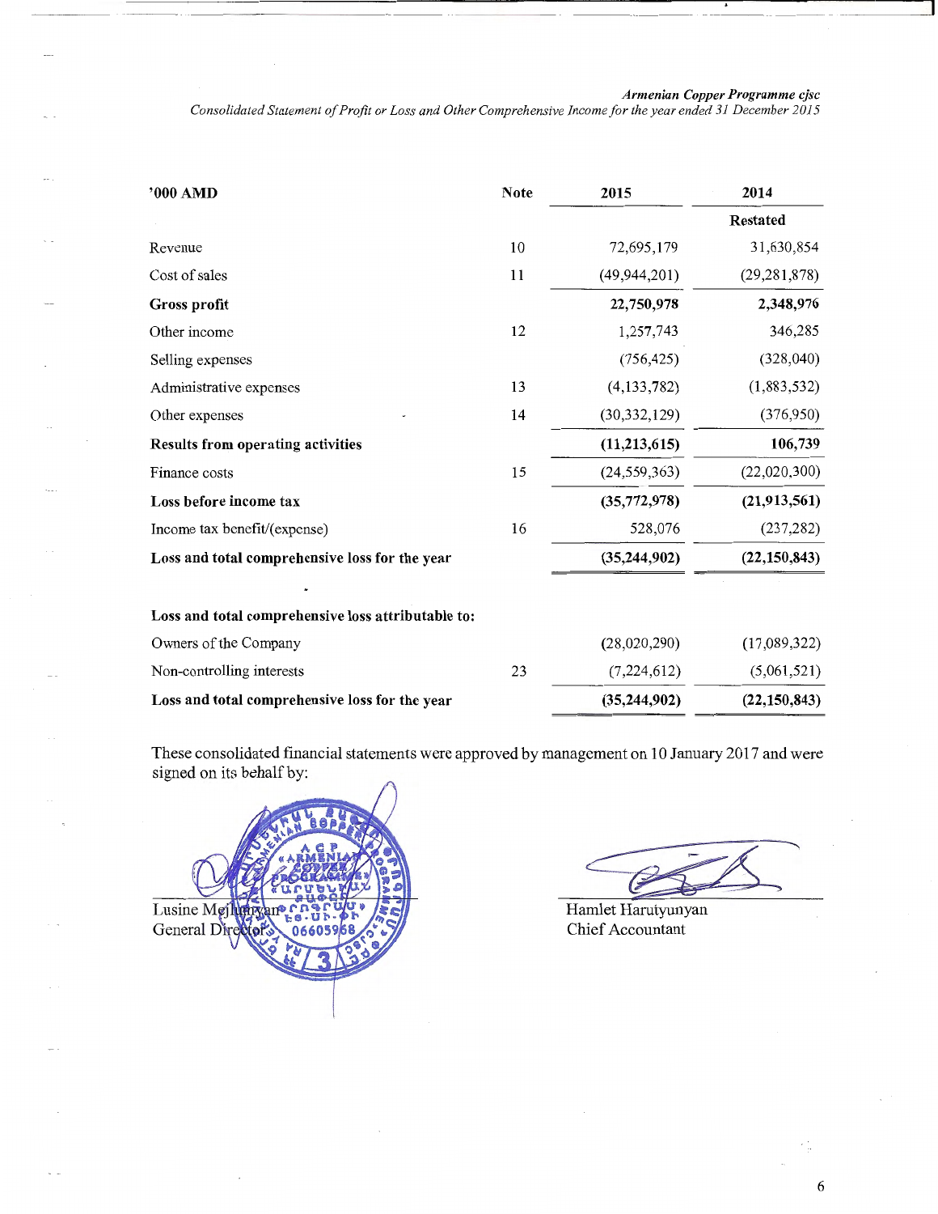*Armenian Copper Programme cjsc*
*Consolidated Statement of Profit or Loss and Other Comprehensive Income for the year ended 31 December 2015*

| '000 AMD | Note | 2015 | 2014 |
|---|---|---|---|
| | | | Restated |
| Revenue | 10 | 72,695,179 | 31,630,854 |
| Cost of sales | 11 | (49,944,201) | (29,281,878) |
| **Gross profit** | | **22,750,978** | **2,348,976** |
| Other income | 12 | 1,257,743 | 346,285 |
| Selling expenses | | (756,425) | (328,040) |
| Administrative expenses | 13 | (4,133,782) | (1,883,532) |
| Other expenses | 14 | (30,332,129) | (376,950) |
| **Results from operating activities** | | **(11,213,615)** | **106,739** |
| Finance costs | 15 | (24,559,363) | (22,020,300) |
| **Loss before income tax** | | **(35,772,978)** | **(21,913,561)** |
| Income tax benefit/(expense) | 16 | 528,076 | (237,282) |
| **Loss and total comprehensive loss for the year** | | **(35,244,902)** | **(22,150,843)** |
| | | | |
| **Loss and total comprehensive loss attributable to:** | | | |
| Owners of the Company | | (28,020,290) | (17,089,322) |
| Non-controlling interests | 23 | (7,224,612) | (5,061,521) |
| **Loss and total comprehensive loss for the year** | | **(35,244,902)** | **(22,150,843)** |

These consolidated financial statements were approved by management on 10 January 2017 and were signed on its behalf by:

Lusine Mejlumyan
General Director

Hamlet Harutyunyan
Chief Accountant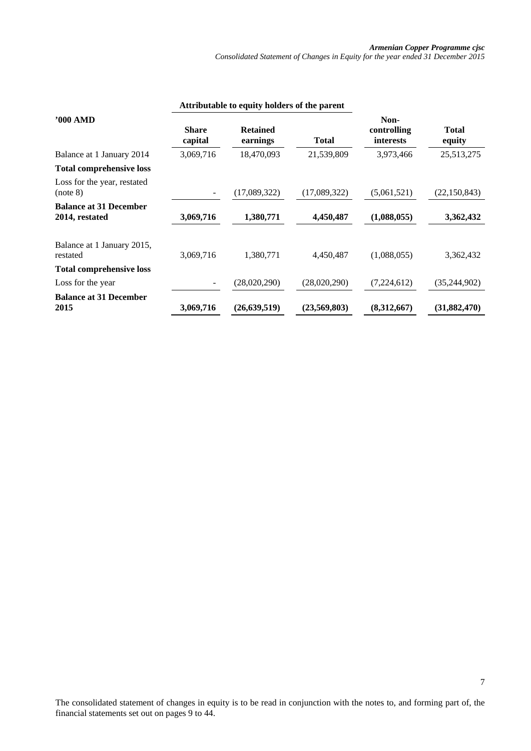| '000 AMD | Attributable to equity holders of the parent | | | | |
|---|---|---|---|---|---|
| | **Share capital** | **Retained earnings** | **Total** | **Non-controlling interests** | **Total equity** |
| Balance at 1 January 2014 | 3,069,716 | 18,470,093 | 21,539,809 | 3,973,466 | 25,513,275 |
| **Total comprehensive loss** | | | | | |
| Loss for the year, restated (note 8) | - | (17,089,322) | (17,089,322) | (5,061,521) | (22,150,843) |
| **Balance at 31 December 2014, restated** | **3,069,716** | **1,380,771** | **4,450,487** | **(1,088,055)** | **3,362,432** |
| Balance at 1 January 2015, restated | 3,069,716 | 1,380,771 | 4,450,487 | (1,088,055) | 3,362,432 |
| **Total comprehensive loss** | | | | | |
| Loss for the year | - | (28,020,290) | (28,020,290) | (7,224,612) | (35,244,902) |
| **Balance at 31 December 2015** | **3,069,716** | **(26,639,519)** | **(23,569,803)** | **(8,312,667)** | **(31,882,470)** |

The consolidated statement of changes in equity is to be read in conjunction with the notes to, and forming part of, the financial statements set out on pages 9 to 44.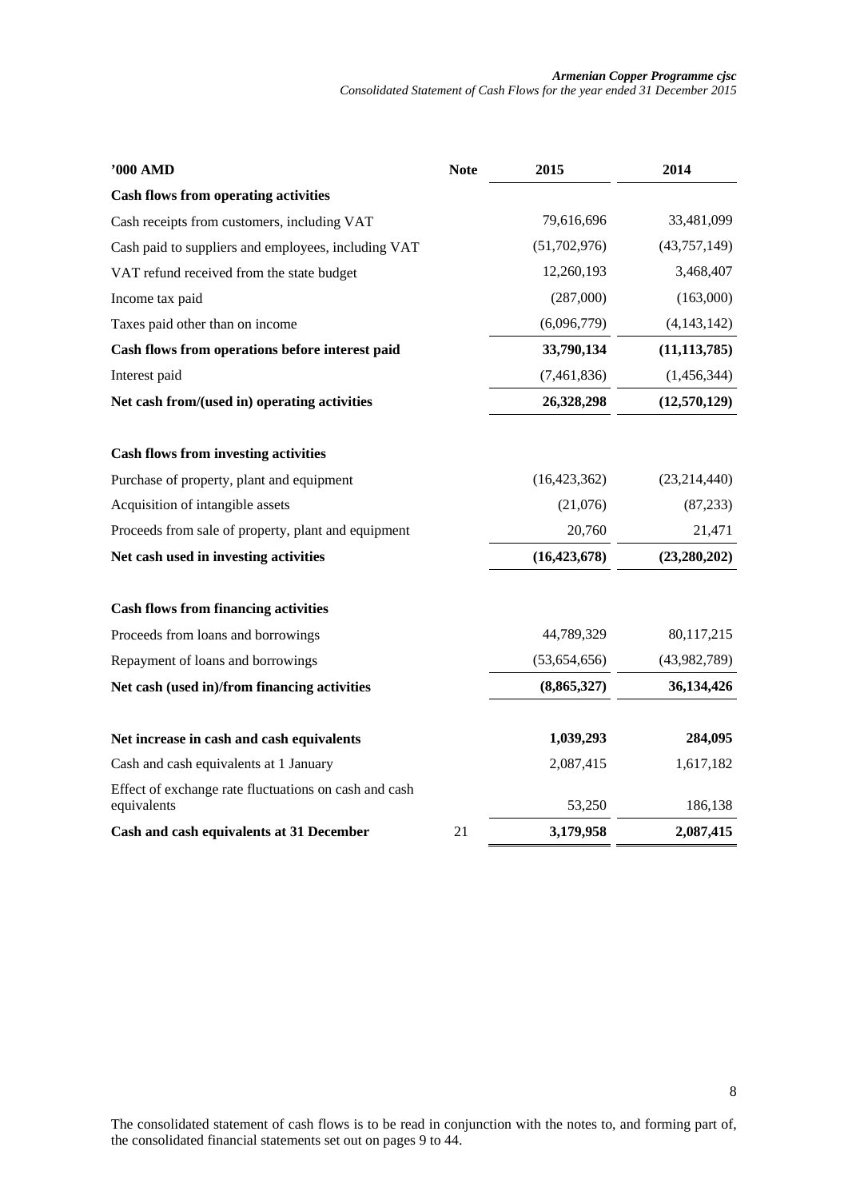| '000 AMD | Note | 2015 | 2014 |
|---|---|---|---|
| **Cash flows from operating activities** | | | |
| Cash receipts from customers, including VAT | | 79,616,696 | 33,481,099 |
| Cash paid to suppliers and employees, including VAT | | (51,702,976) | (43,757,149) |
| VAT refund received from the state budget | | 12,260,193 | 3,468,407 |
| Income tax paid | | (287,000) | (163,000) |
| Taxes paid other than on income | | (6,096,779) | (4,143,142) |
| **Cash flows from operations before interest paid** | | **33,790,134** | **(11,113,785)** |
| Interest paid | | (7,461,836) | (1,456,344) |
| **Net cash from/(used in) operating activities** | | **26,328,298** | **(12,570,129)** |
| | | | |
| **Cash flows from investing activities** | | | |
| Purchase of property, plant and equipment | | (16,423,362) | (23,214,440) |
| Acquisition of intangible assets | | (21,076) | (87,233) |
| Proceeds from sale of property, plant and equipment | | 20,760 | 21,471 |
| **Net cash used in investing activities** | | **(16,423,678)** | **(23,280,202)** |
| | | | |
| **Cash flows from financing activities** | | | |
| Proceeds from loans and borrowings | | 44,789,329 | 80,117,215 |
| Repayment of loans and borrowings | | (53,654,656) | (43,982,789) |
| **Net cash (used in)/from financing activities** | | **(8,865,327)** | **36,134,426** |
| | | | |
| **Net increase in cash and cash equivalents** | | **1,039,293** | **284,095** |
| Cash and cash equivalents at 1 January | | 2,087,415 | 1,617,182 |
| Effect of exchange rate fluctuations on cash and cash equivalents | | 53,250 | 186,138 |
| **Cash and cash equivalents at 31 December** | 21 | **3,179,958** | **2,087,415** |

The consolidated statement of cash flows is to be read in conjunction with the notes to, and forming part of, the consolidated financial statements set out on pages 9 to 44.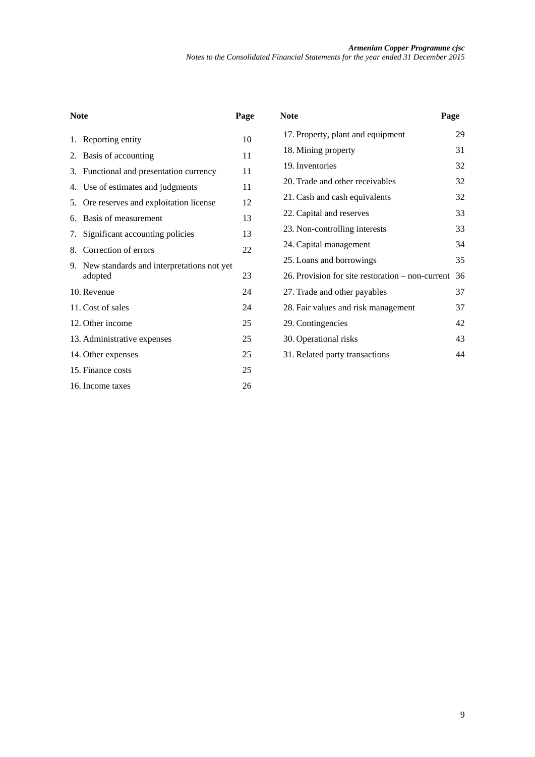| Note | Page |
|---|---|
| 1. Reporting entity | 10 |
| 2. Basis of accounting | 11 |
| 3. Functional and presentation currency | 11 |
| 4. Use of estimates and judgments | 11 |
| 5. Ore reserves and exploitation license | 12 |
| 6. Basis of measurement | 13 |
| 7. Significant accounting policies | 13 |
| 8. Correction of errors | 22 |
| 9. New standards and interpretations not yet adopted | 23 |
| 10. Revenue | 24 |
| 11. Cost of sales | 24 |
| 12. Other income | 25 |
| 13. Administrative expenses | 25 |
| 14. Other expenses | 25 |
| 15. Finance costs | 25 |
| 16. Income taxes | 26 |
| 17. Property, plant and equipment | 29 |
| 18. Mining property | 31 |
| 19. Inventories | 32 |
| 20. Trade and other receivables | 32 |
| 21. Cash and cash equivalents | 32 |
| 22. Capital and reserves | 33 |
| 23. Non-controlling interests | 33 |
| 24. Capital management | 34 |
| 25. Loans and borrowings | 35 |
| 26. Provision for site restoration – non-current | 36 |
| 27. Trade and other payables | 37 |
| 28. Fair values and risk management | 37 |
| 29. Contingencies | 42 |
| 30. Operational risks | 43 |
| 31. Related party transactions | 44 |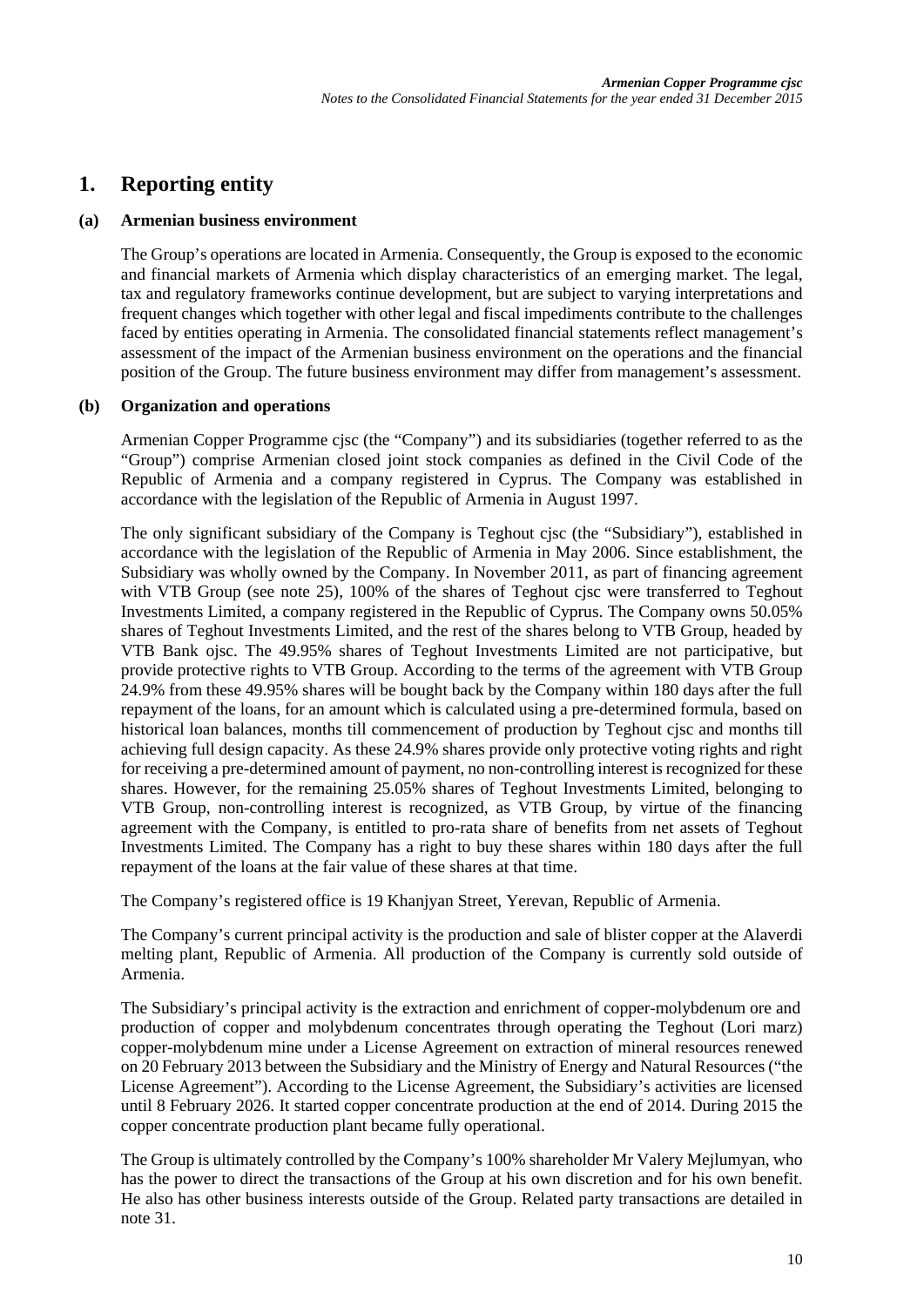# 1. Reporting entity

## (a) Armenian business environment

The Group's operations are located in Armenia. Consequently, the Group is exposed to the economic and financial markets of Armenia which display characteristics of an emerging market. The legal, tax and regulatory frameworks continue development, but are subject to varying interpretations and frequent changes which together with other legal and fiscal impediments contribute to the challenges faced by entities operating in Armenia. The consolidated financial statements reflect management's assessment of the impact of the Armenian business environment on the operations and the financial position of the Group. The future business environment may differ from management's assessment.

## (b) Organization and operations

Armenian Copper Programme cjsc (the "Company") and its subsidiaries (together referred to as the "Group") comprise Armenian closed joint stock companies as defined in the Civil Code of the Republic of Armenia and a company registered in Cyprus. The Company was established in accordance with the legislation of the Republic of Armenia in August 1997.

The only significant subsidiary of the Company is Teghout cjsc (the "Subsidiary"), established in accordance with the legislation of the Republic of Armenia in May 2006. Since establishment, the Subsidiary was wholly owned by the Company. In November 2011, as part of financing agreement with VTB Group (see note 25), 100% of the shares of Teghout cjsc were transferred to Teghout Investments Limited, a company registered in the Republic of Cyprus. The Company owns 50.05% shares of Teghout Investments Limited, and the rest of the shares belong to VTB Group, headed by VTB Bank ojsc. The 49.95% shares of Teghout Investments Limited are not participative, but provide protective rights to VTB Group. According to the terms of the agreement with VTB Group 24.9% from these 49.95% shares will be bought back by the Company within 180 days after the full repayment of the loans, for an amount which is calculated using a pre-determined formula, based on historical loan balances, months till commencement of production by Teghout cjsc and months till achieving full design capacity. As these 24.9% shares provide only protective voting rights and right for receiving a pre-determined amount of payment, no non-controlling interest is recognized for these shares. However, for the remaining 25.05% shares of Teghout Investments Limited, belonging to VTB Group, non-controlling interest is recognized, as VTB Group, by virtue of the financing agreement with the Company, is entitled to pro-rata share of benefits from net assets of Teghout Investments Limited. The Company has a right to buy these shares within 180 days after the full repayment of the loans at the fair value of these shares at that time.

The Company's registered office is 19 Khanjyan Street, Yerevan, Republic of Armenia.

The Company's current principal activity is the production and sale of blister copper at the Alaverdi melting plant, Republic of Armenia. All production of the Company is currently sold outside of Armenia.

The Subsidiary's principal activity is the extraction and enrichment of copper-molybdenum ore and production of copper and molybdenum concentrates through operating the Teghout (Lori marz) copper-molybdenum mine under a License Agreement on extraction of mineral resources renewed on 20 February 2013 between the Subsidiary and the Ministry of Energy and Natural Resources ("the License Agreement"). According to the License Agreement, the Subsidiary's activities are licensed until 8 February 2026. It started copper concentrate production at the end of 2014. During 2015 the copper concentrate production plant became fully operational.

The Group is ultimately controlled by the Company's 100% shareholder Mr Valery Mejlumyan, who has the power to direct the transactions of the Group at his own discretion and for his own benefit. He also has other business interests outside of the Group. Related party transactions are detailed in note 31.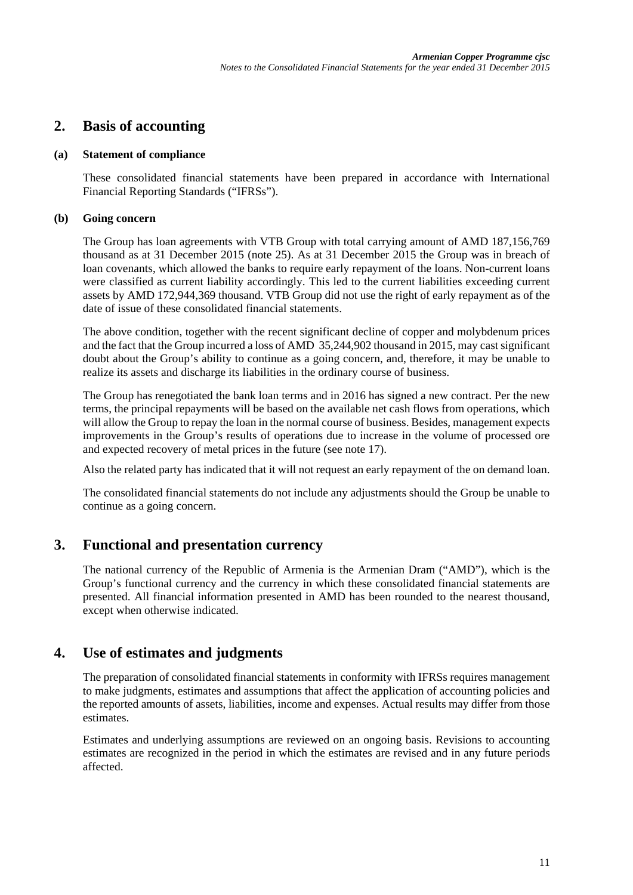## 2. Basis of accounting

### (a) Statement of compliance

These consolidated financial statements have been prepared in accordance with International Financial Reporting Standards ("IFRSs").

### (b) Going concern

The Group has loan agreements with VTB Group with total carrying amount of AMD 187,156,769 thousand as at 31 December 2015 (note 25). As at 31 December 2015 the Group was in breach of loan covenants, which allowed the banks to require early repayment of the loans. Non-current loans were classified as current liability accordingly. This led to the current liabilities exceeding current assets by AMD 172,944,369 thousand. VTB Group did not use the right of early repayment as of the date of issue of these consolidated financial statements.

The above condition, together with the recent significant decline of copper and molybdenum prices and the fact that the Group incurred a loss of AMD 35,244,902 thousand in 2015, may cast significant doubt about the Group's ability to continue as a going concern, and, therefore, it may be unable to realize its assets and discharge its liabilities in the ordinary course of business.

The Group has renegotiated the bank loan terms and in 2016 has signed a new contract. Per the new terms, the principal repayments will be based on the available net cash flows from operations, which will allow the Group to repay the loan in the normal course of business. Besides, management expects improvements in the Group's results of operations due to increase in the volume of processed ore and expected recovery of metal prices in the future (see note 17).

Also the related party has indicated that it will not request an early repayment of the on demand loan.

The consolidated financial statements do not include any adjustments should the Group be unable to continue as a going concern.

## 3. Functional and presentation currency

The national currency of the Republic of Armenia is the Armenian Dram ("AMD"), which is the Group's functional currency and the currency in which these consolidated financial statements are presented. All financial information presented in AMD has been rounded to the nearest thousand, except when otherwise indicated.

## 4. Use of estimates and judgments

The preparation of consolidated financial statements in conformity with IFRSs requires management to make judgments, estimates and assumptions that affect the application of accounting policies and the reported amounts of assets, liabilities, income and expenses. Actual results may differ from those estimates.

Estimates and underlying assumptions are reviewed on an ongoing basis. Revisions to accounting estimates are recognized in the period in which the estimates are revised and in any future periods affected.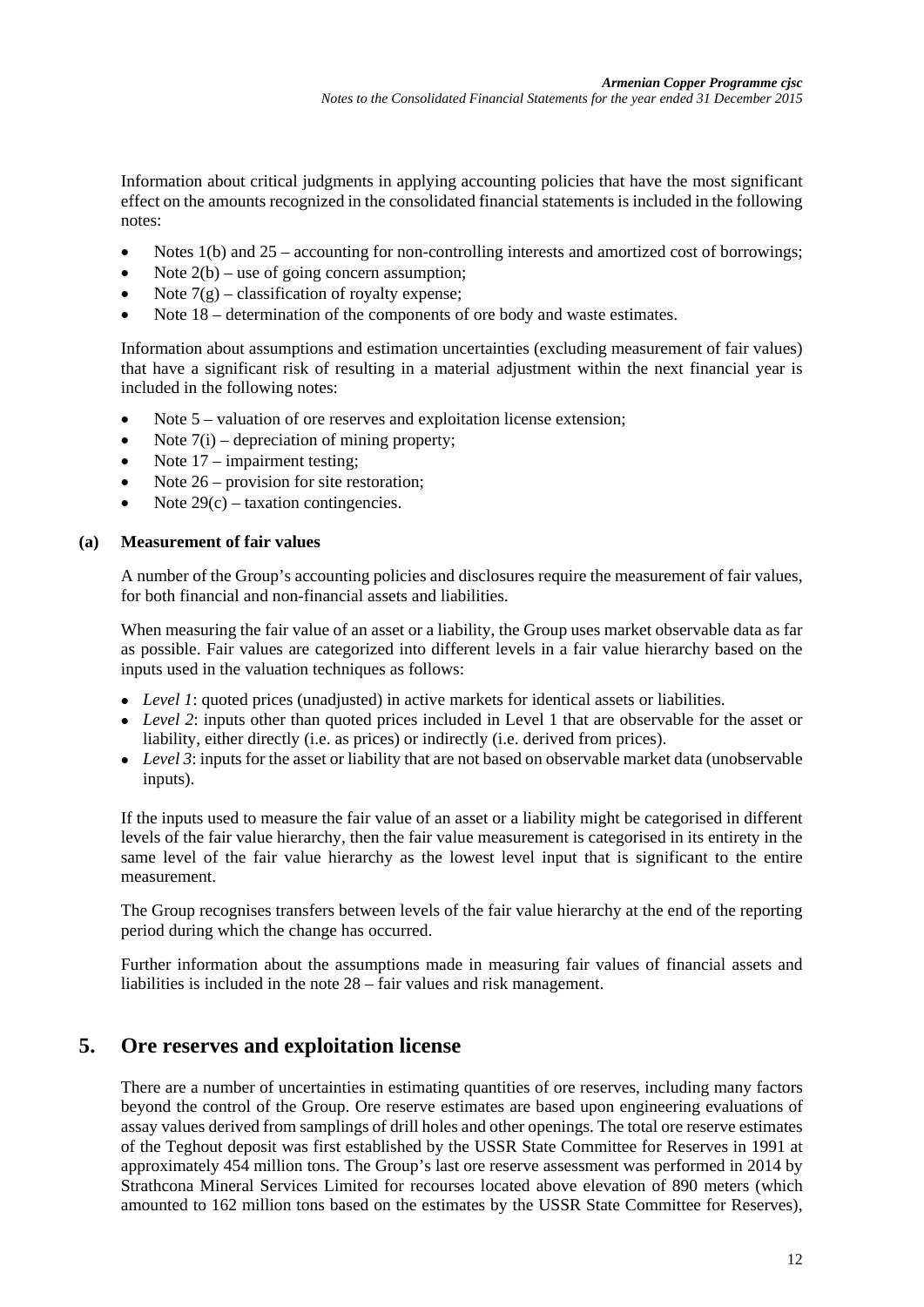Information about critical judgments in applying accounting policies that have the most significant effect on the amounts recognized in the consolidated financial statements is included in the following notes:

- Notes 1(b) and 25 – accounting for non-controlling interests and amortized cost of borrowings;
- Note 2(b) – use of going concern assumption;
- Note 7(g) – classification of royalty expense;
- Note 18 – determination of the components of ore body and waste estimates.

Information about assumptions and estimation uncertainties (excluding measurement of fair values) that have a significant risk of resulting in a material adjustment within the next financial year is included in the following notes:

- Note 5 – valuation of ore reserves and exploitation license extension;
- Note 7(i) – depreciation of mining property;
- Note 17 – impairment testing;
- Note 26 – provision for site restoration;
- Note 29(c) – taxation contingencies.

### (a) Measurement of fair values

A number of the Group's accounting policies and disclosures require the measurement of fair values, for both financial and non-financial assets and liabilities.

When measuring the fair value of an asset or a liability, the Group uses market observable data as far as possible. Fair values are categorized into different levels in a fair value hierarchy based on the inputs used in the valuation techniques as follows:

- *Level 1*: quoted prices (unadjusted) in active markets for identical assets or liabilities.
- *Level 2*: inputs other than quoted prices included in Level 1 that are observable for the asset or liability, either directly (i.e. as prices) or indirectly (i.e. derived from prices).
- *Level 3*: inputs for the asset or liability that are not based on observable market data (unobservable inputs).

If the inputs used to measure the fair value of an asset or a liability might be categorised in different levels of the fair value hierarchy, then the fair value measurement is categorised in its entirety in the same level of the fair value hierarchy as the lowest level input that is significant to the entire measurement.

The Group recognises transfers between levels of the fair value hierarchy at the end of the reporting period during which the change has occurred.

Further information about the assumptions made in measuring fair values of financial assets and liabilities is included in the note 28 – fair values and risk management.

## 5. Ore reserves and exploitation license

There are a number of uncertainties in estimating quantities of ore reserves, including many factors beyond the control of the Group. Ore reserve estimates are based upon engineering evaluations of assay values derived from samplings of drill holes and other openings. The total ore reserve estimates of the Teghout deposit was first established by the USSR State Committee for Reserves in 1991 at approximately 454 million tons. The Group's last ore reserve assessment was performed in 2014 by Strathcona Mineral Services Limited for recourses located above elevation of 890 meters (which amounted to 162 million tons based on the estimates by the USSR State Committee for Reserves),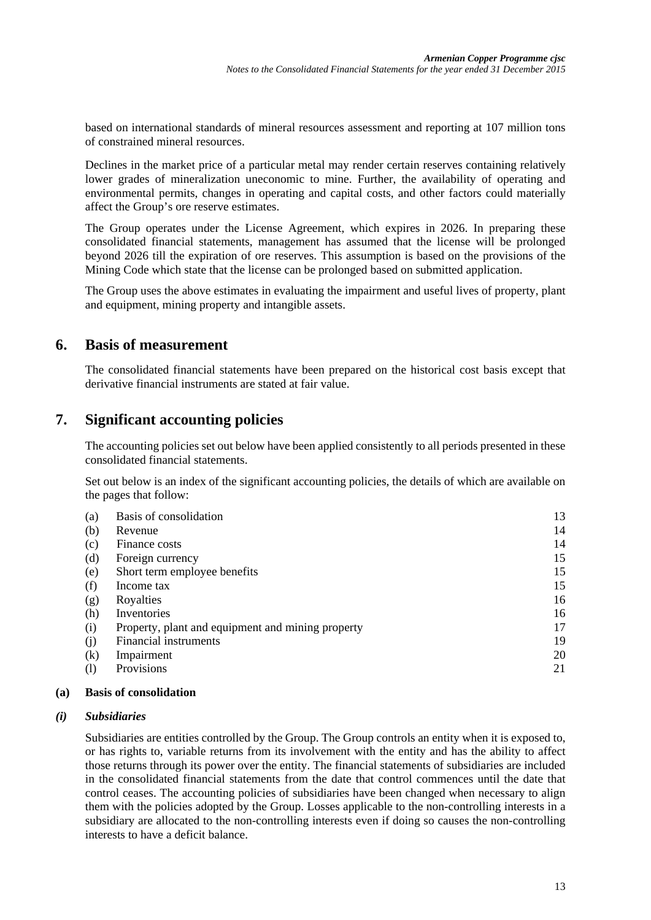based on international standards of mineral resources assessment and reporting at 107 million tons of constrained mineral resources.

Declines in the market price of a particular metal may render certain reserves containing relatively lower grades of mineralization uneconomic to mine. Further, the availability of operating and environmental permits, changes in operating and capital costs, and other factors could materially affect the Group's ore reserve estimates.

The Group operates under the License Agreement, which expires in 2026. In preparing these consolidated financial statements, management has assumed that the license will be prolonged beyond 2026 till the expiration of ore reserves. This assumption is based on the provisions of the Mining Code which state that the license can be prolonged based on submitted application.

The Group uses the above estimates in evaluating the impairment and useful lives of property, plant and equipment, mining property and intangible assets.

# 6. Basis of measurement

The consolidated financial statements have been prepared on the historical cost basis except that derivative financial instruments are stated at fair value.

# 7. Significant accounting policies

The accounting policies set out below have been applied consistently to all periods presented in these consolidated financial statements.

Set out below is an index of the significant accounting policies, the details of which are available on the pages that follow:

| | | |
|---|---|---|
| (a) | Basis of consolidation | 13 |
| (b) | Revenue | 14 |
| (c) | Finance costs | 14 |
| (d) | Foreign currency | 15 |
| (e) | Short term employee benefits | 15 |
| (f) | Income tax | 15 |
| (g) | Royalties | 16 |
| (h) | Inventories | 16 |
| (i) | Property, plant and equipment and mining property | 17 |
| (j) | Financial instruments | 19 |
| (k) | Impairment | 20 |
| (l) | Provisions | 21 |

## (a) Basis of consolidation

### *(i) Subsidiaries*

Subsidiaries are entities controlled by the Group. The Group controls an entity when it is exposed to, or has rights to, variable returns from its involvement with the entity and has the ability to affect those returns through its power over the entity. The financial statements of subsidiaries are included in the consolidated financial statements from the date that control commences until the date that control ceases. The accounting policies of subsidiaries have been changed when necessary to align them with the policies adopted by the Group. Losses applicable to the non-controlling interests in a subsidiary are allocated to the non-controlling interests even if doing so causes the non-controlling interests to have a deficit balance.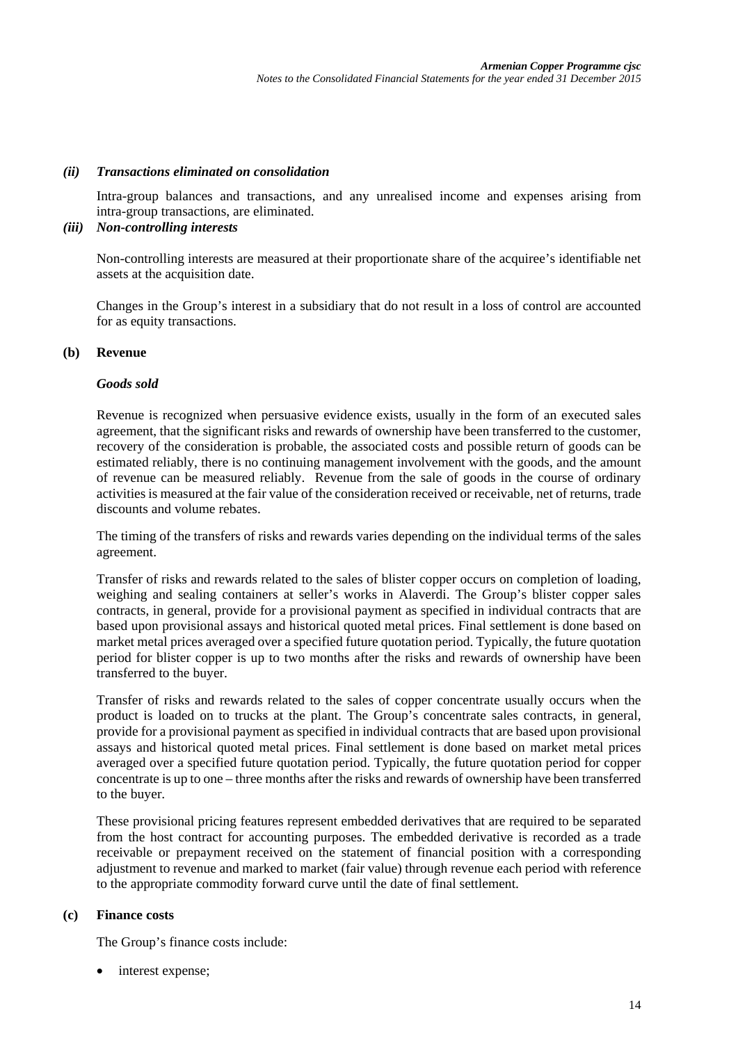#### *(ii) Transactions eliminated on consolidation*

Intra-group balances and transactions, and any unrealised income and expenses arising from intra-group transactions, are eliminated.

#### *(iii) Non-controlling interests*

Non-controlling interests are measured at their proportionate share of the acquiree's identifiable net assets at the acquisition date.

Changes in the Group's interest in a subsidiary that do not result in a loss of control are accounted for as equity transactions.

### (b) Revenue

#### *Goods sold*

Revenue is recognized when persuasive evidence exists, usually in the form of an executed sales agreement, that the significant risks and rewards of ownership have been transferred to the customer, recovery of the consideration is probable, the associated costs and possible return of goods can be estimated reliably, there is no continuing management involvement with the goods, and the amount of revenue can be measured reliably. Revenue from the sale of goods in the course of ordinary activities is measured at the fair value of the consideration received or receivable, net of returns, trade discounts and volume rebates.

The timing of the transfers of risks and rewards varies depending on the individual terms of the sales agreement.

Transfer of risks and rewards related to the sales of blister copper occurs on completion of loading, weighing and sealing containers at seller's works in Alaverdi. The Group's blister copper sales contracts, in general, provide for a provisional payment as specified in individual contracts that are based upon provisional assays and historical quoted metal prices. Final settlement is done based on market metal prices averaged over a specified future quotation period. Typically, the future quotation period for blister copper is up to two months after the risks and rewards of ownership have been transferred to the buyer.

Transfer of risks and rewards related to the sales of copper concentrate usually occurs when the product is loaded on to trucks at the plant. The Group's concentrate sales contracts, in general, provide for a provisional payment as specified in individual contracts that are based upon provisional assays and historical quoted metal prices. Final settlement is done based on market metal prices averaged over a specified future quotation period. Typically, the future quotation period for copper concentrate is up to one – three months after the risks and rewards of ownership have been transferred to the buyer.

These provisional pricing features represent embedded derivatives that are required to be separated from the host contract for accounting purposes. The embedded derivative is recorded as a trade receivable or prepayment received on the statement of financial position with a corresponding adjustment to revenue and marked to market (fair value) through revenue each period with reference to the appropriate commodity forward curve until the date of final settlement.

### (c) Finance costs

The Group's finance costs include:

- interest expense;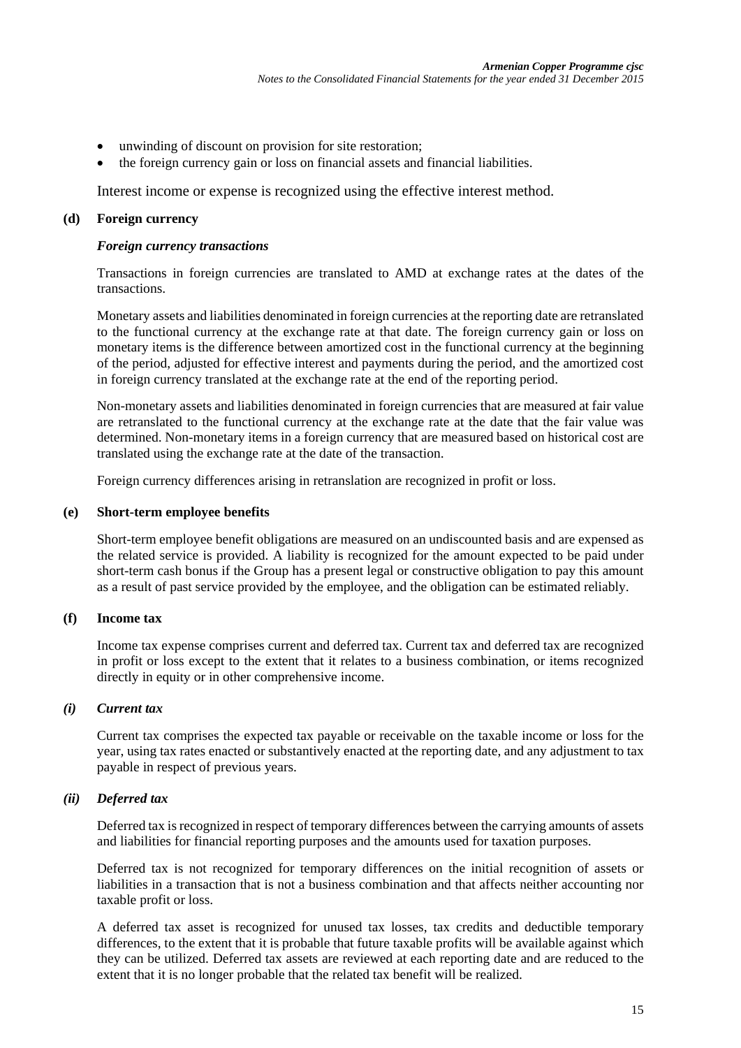- unwinding of discount on provision for site restoration;
- the foreign currency gain or loss on financial assets and financial liabilities.

Interest income or expense is recognized using the effective interest method.

**(d) Foreign currency**

***Foreign currency transactions***

Transactions in foreign currencies are translated to AMD at exchange rates at the dates of the transactions.

Monetary assets and liabilities denominated in foreign currencies at the reporting date are retranslated to the functional currency at the exchange rate at that date. The foreign currency gain or loss on monetary items is the difference between amortized cost in the functional currency at the beginning of the period, adjusted for effective interest and payments during the period, and the amortized cost in foreign currency translated at the exchange rate at the end of the reporting period.

Non-monetary assets and liabilities denominated in foreign currencies that are measured at fair value are retranslated to the functional currency at the exchange rate at the date that the fair value was determined. Non-monetary items in a foreign currency that are measured based on historical cost are translated using the exchange rate at the date of the transaction.

Foreign currency differences arising in retranslation are recognized in profit or loss.

**(e) Short-term employee benefits**

Short-term employee benefit obligations are measured on an undiscounted basis and are expensed as the related service is provided. A liability is recognized for the amount expected to be paid under short-term cash bonus if the Group has a present legal or constructive obligation to pay this amount as a result of past service provided by the employee, and the obligation can be estimated reliably.

**(f) Income tax**

Income tax expense comprises current and deferred tax. Current tax and deferred tax are recognized in profit or loss except to the extent that it relates to a business combination, or items recognized directly in equity or in other comprehensive income.

***(i) Current tax***

Current tax comprises the expected tax payable or receivable on the taxable income or loss for the year, using tax rates enacted or substantively enacted at the reporting date, and any adjustment to tax payable in respect of previous years.

***(ii) Deferred tax***

Deferred tax is recognized in respect of temporary differences between the carrying amounts of assets and liabilities for financial reporting purposes and the amounts used for taxation purposes.

Deferred tax is not recognized for temporary differences on the initial recognition of assets or liabilities in a transaction that is not a business combination and that affects neither accounting nor taxable profit or loss.

A deferred tax asset is recognized for unused tax losses, tax credits and deductible temporary differences, to the extent that it is probable that future taxable profits will be available against which they can be utilized. Deferred tax assets are reviewed at each reporting date and are reduced to the extent that it is no longer probable that the related tax benefit will be realized.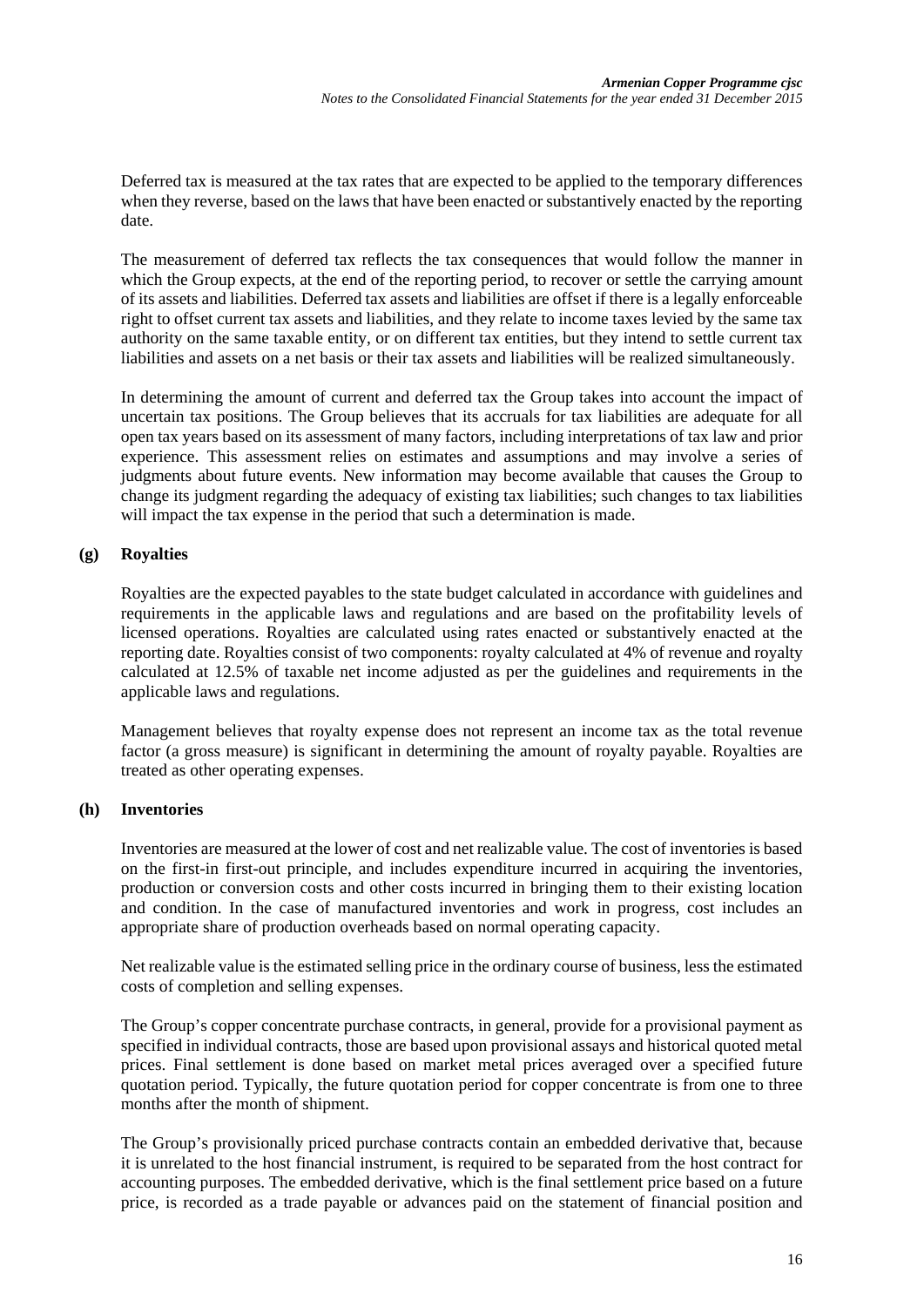Deferred tax is measured at the tax rates that are expected to be applied to the temporary differences when they reverse, based on the laws that have been enacted or substantively enacted by the reporting date.

The measurement of deferred tax reflects the tax consequences that would follow the manner in which the Group expects, at the end of the reporting period, to recover or settle the carrying amount of its assets and liabilities. Deferred tax assets and liabilities are offset if there is a legally enforceable right to offset current tax assets and liabilities, and they relate to income taxes levied by the same tax authority on the same taxable entity, or on different tax entities, but they intend to settle current tax liabilities and assets on a net basis or their tax assets and liabilities will be realized simultaneously.

In determining the amount of current and deferred tax the Group takes into account the impact of uncertain tax positions. The Group believes that its accruals for tax liabilities are adequate for all open tax years based on its assessment of many factors, including interpretations of tax law and prior experience. This assessment relies on estimates and assumptions and may involve a series of judgments about future events. New information may become available that causes the Group to change its judgment regarding the adequacy of existing tax liabilities; such changes to tax liabilities will impact the tax expense in the period that such a determination is made.

### (g) Royalties

Royalties are the expected payables to the state budget calculated in accordance with guidelines and requirements in the applicable laws and regulations and are based on the profitability levels of licensed operations. Royalties are calculated using rates enacted or substantively enacted at the reporting date. Royalties consist of two components: royalty calculated at 4% of revenue and royalty calculated at 12.5% of taxable net income adjusted as per the guidelines and requirements in the applicable laws and regulations.

Management believes that royalty expense does not represent an income tax as the total revenue factor (a gross measure) is significant in determining the amount of royalty payable. Royalties are treated as other operating expenses.

### (h) Inventories

Inventories are measured at the lower of cost and net realizable value. The cost of inventories is based on the first-in first-out principle, and includes expenditure incurred in acquiring the inventories, production or conversion costs and other costs incurred in bringing them to their existing location and condition. In the case of manufactured inventories and work in progress, cost includes an appropriate share of production overheads based on normal operating capacity.

Net realizable value is the estimated selling price in the ordinary course of business, less the estimated costs of completion and selling expenses.

The Group's copper concentrate purchase contracts, in general, provide for a provisional payment as specified in individual contracts, those are based upon provisional assays and historical quoted metal prices. Final settlement is done based on market metal prices averaged over a specified future quotation period. Typically, the future quotation period for copper concentrate is from one to three months after the month of shipment.

The Group's provisionally priced purchase contracts contain an embedded derivative that, because it is unrelated to the host financial instrument, is required to be separated from the host contract for accounting purposes. The embedded derivative, which is the final settlement price based on a future price, is recorded as a trade payable or advances paid on the statement of financial position and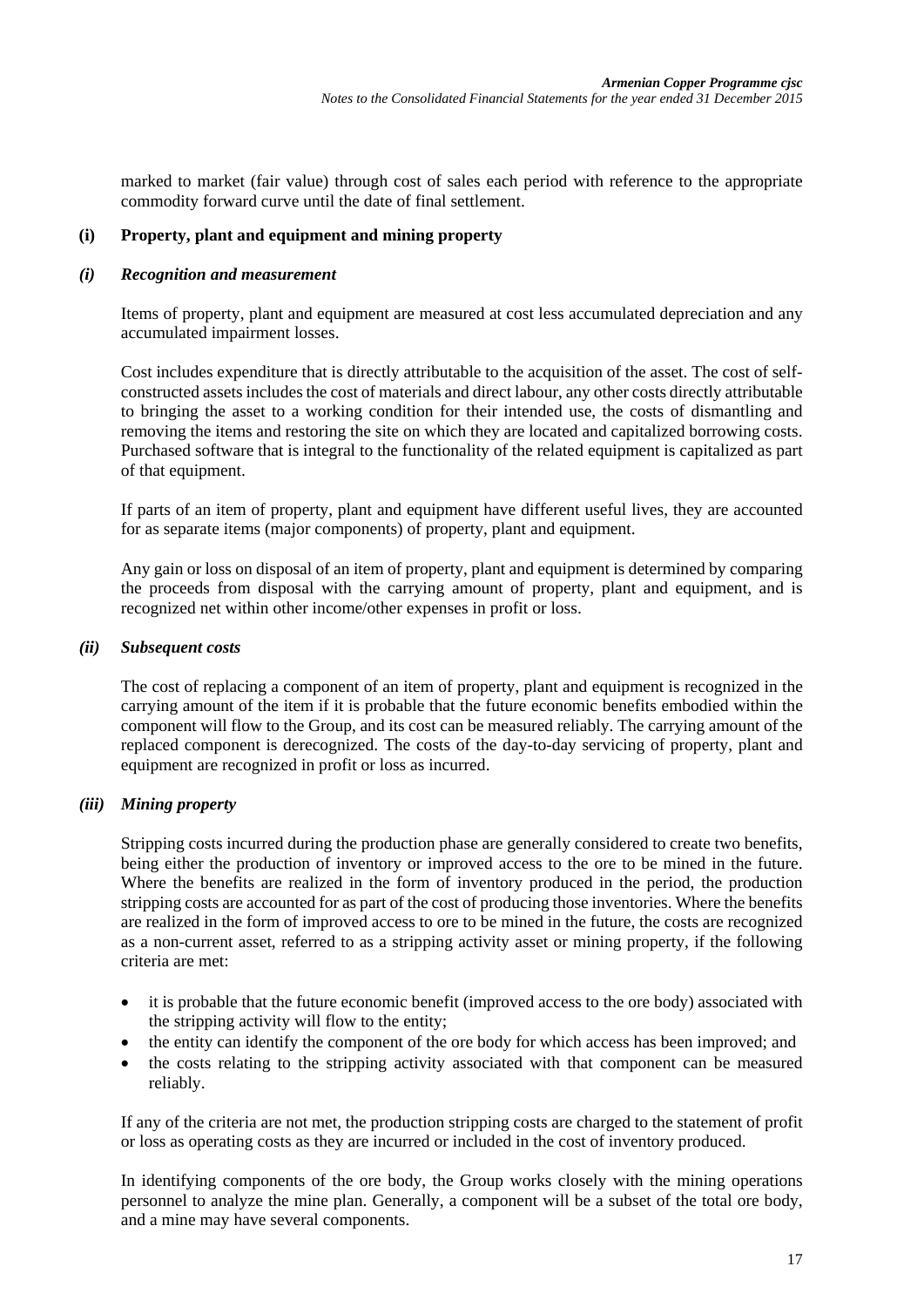marked to market (fair value) through cost of sales each period with reference to the appropriate commodity forward curve until the date of final settlement.

### (i) Property, plant and equipment and mining property

#### *(i) Recognition and measurement*

Items of property, plant and equipment are measured at cost less accumulated depreciation and any accumulated impairment losses.

Cost includes expenditure that is directly attributable to the acquisition of the asset. The cost of self-constructed assets includes the cost of materials and direct labour, any other costs directly attributable to bringing the asset to a working condition for their intended use, the costs of dismantling and removing the items and restoring the site on which they are located and capitalized borrowing costs. Purchased software that is integral to the functionality of the related equipment is capitalized as part of that equipment.

If parts of an item of property, plant and equipment have different useful lives, they are accounted for as separate items (major components) of property, plant and equipment.

Any gain or loss on disposal of an item of property, plant and equipment is determined by comparing the proceeds from disposal with the carrying amount of property, plant and equipment, and is recognized net within other income/other expenses in profit or loss.

#### *(ii) Subsequent costs*

The cost of replacing a component of an item of property, plant and equipment is recognized in the carrying amount of the item if it is probable that the future economic benefits embodied within the component will flow to the Group, and its cost can be measured reliably. The carrying amount of the replaced component is derecognized. The costs of the day-to-day servicing of property, plant and equipment are recognized in profit or loss as incurred.

#### *(iii) Mining property*

Stripping costs incurred during the production phase are generally considered to create two benefits, being either the production of inventory or improved access to the ore to be mined in the future. Where the benefits are realized in the form of inventory produced in the period, the production stripping costs are accounted for as part of the cost of producing those inventories. Where the benefits are realized in the form of improved access to ore to be mined in the future, the costs are recognized as a non-current asset, referred to as a stripping activity asset or mining property, if the following criteria are met:

- it is probable that the future economic benefit (improved access to the ore body) associated with the stripping activity will flow to the entity;
- the entity can identify the component of the ore body for which access has been improved; and
- the costs relating to the stripping activity associated with that component can be measured reliably.

If any of the criteria are not met, the production stripping costs are charged to the statement of profit or loss as operating costs as they are incurred or included in the cost of inventory produced.

In identifying components of the ore body, the Group works closely with the mining operations personnel to analyze the mine plan. Generally, a component will be a subset of the total ore body, and a mine may have several components.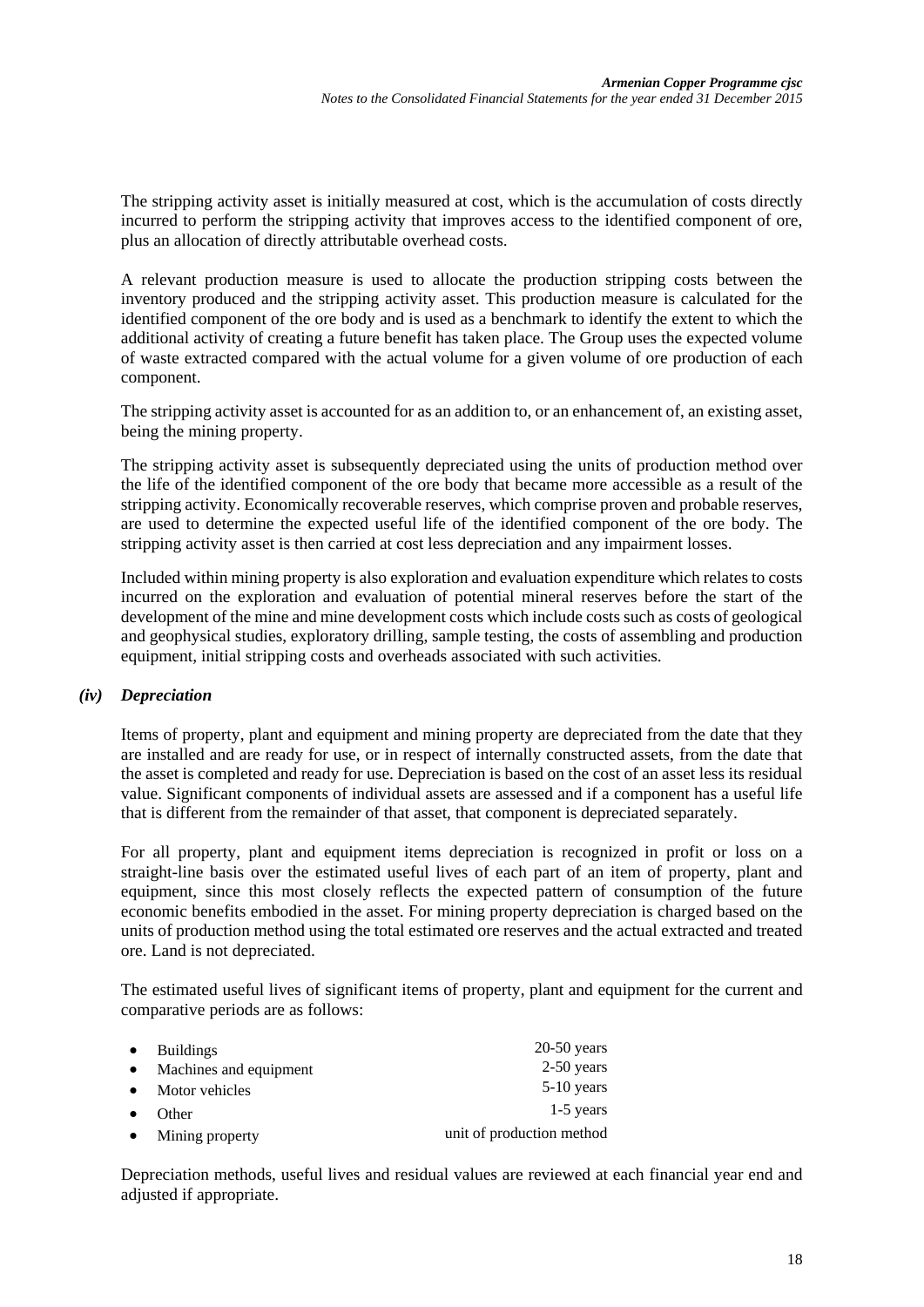The stripping activity asset is initially measured at cost, which is the accumulation of costs directly incurred to perform the stripping activity that improves access to the identified component of ore, plus an allocation of directly attributable overhead costs.

A relevant production measure is used to allocate the production stripping costs between the inventory produced and the stripping activity asset. This production measure is calculated for the identified component of the ore body and is used as a benchmark to identify the extent to which the additional activity of creating a future benefit has taken place. The Group uses the expected volume of waste extracted compared with the actual volume for a given volume of ore production of each component.

The stripping activity asset is accounted for as an addition to, or an enhancement of, an existing asset, being the mining property.

The stripping activity asset is subsequently depreciated using the units of production method over the life of the identified component of the ore body that became more accessible as a result of the stripping activity. Economically recoverable reserves, which comprise proven and probable reserves, are used to determine the expected useful life of the identified component of the ore body. The stripping activity asset is then carried at cost less depreciation and any impairment losses.

Included within mining property is also exploration and evaluation expenditure which relates to costs incurred on the exploration and evaluation of potential mineral reserves before the start of the development of the mine and mine development costs which include costs such as costs of geological and geophysical studies, exploratory drilling, sample testing, the costs of assembling and production equipment, initial stripping costs and overheads associated with such activities.

### *(iv) Depreciation*

Items of property, plant and equipment and mining property are depreciated from the date that they are installed and are ready for use, or in respect of internally constructed assets, from the date that the asset is completed and ready for use. Depreciation is based on the cost of an asset less its residual value. Significant components of individual assets are assessed and if a component has a useful life that is different from the remainder of that asset, that component is depreciated separately.

For all property, plant and equipment items depreciation is recognized in profit or loss on a straight-line basis over the estimated useful lives of each part of an item of property, plant and equipment, since this most closely reflects the expected pattern of consumption of the future economic benefits embodied in the asset. For mining property depreciation is charged based on the units of production method using the total estimated ore reserves and the actual extracted and treated ore. Land is not depreciated.

The estimated useful lives of significant items of property, plant and equipment for the current and comparative periods are as follows:

- Buildings — 20-50 years
- Machines and equipment — 2-50 years
- Motor vehicles — 5-10 years
- Other — 1-5 years
- Mining property — unit of production method

Depreciation methods, useful lives and residual values are reviewed at each financial year end and adjusted if appropriate.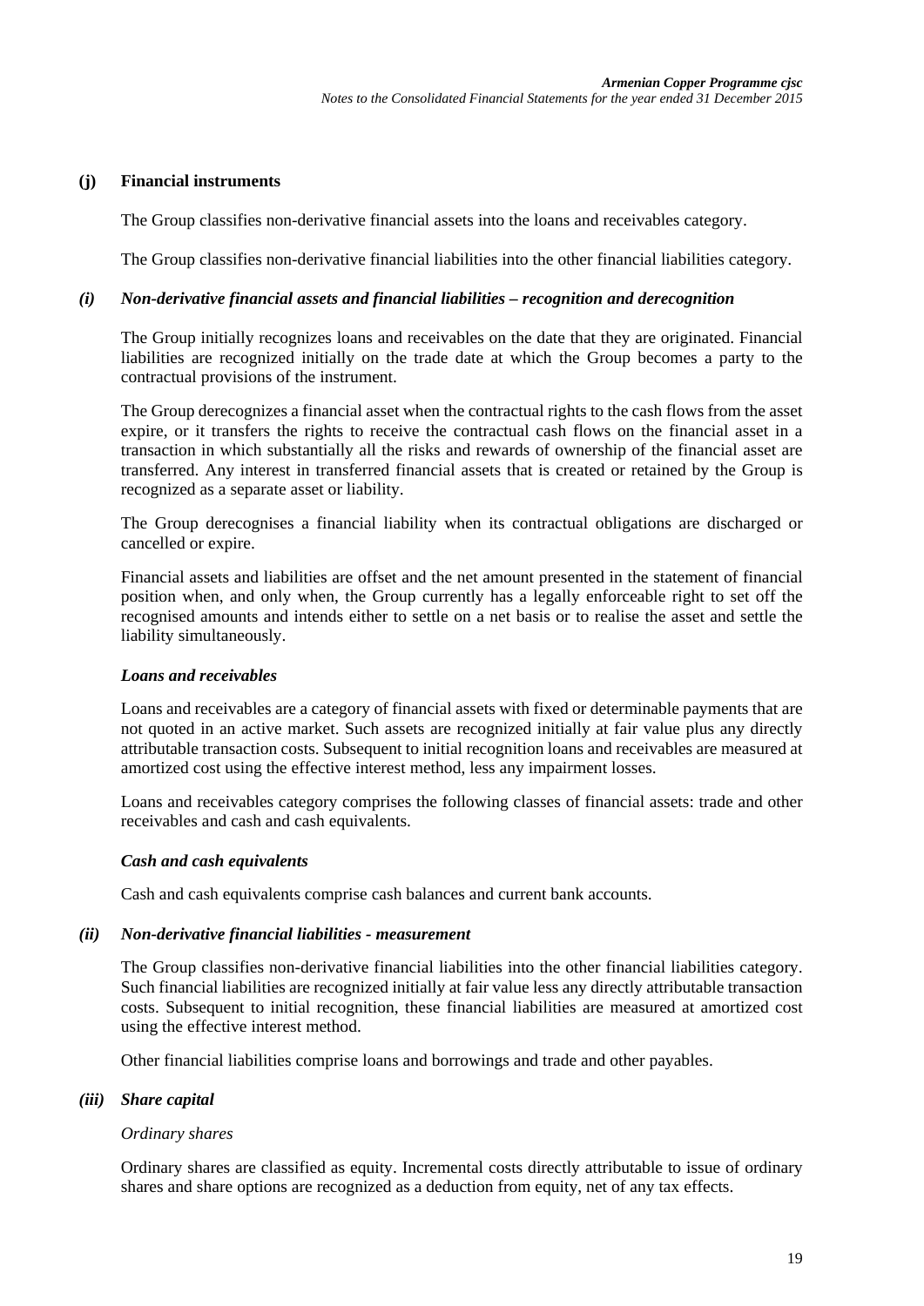### (j) Financial instruments

The Group classifies non-derivative financial assets into the loans and receivables category.

The Group classifies non-derivative financial liabilities into the other financial liabilities category.

#### *(i) Non-derivative financial assets and financial liabilities – recognition and derecognition*

The Group initially recognizes loans and receivables on the date that they are originated. Financial liabilities are recognized initially on the trade date at which the Group becomes a party to the contractual provisions of the instrument.

The Group derecognizes a financial asset when the contractual rights to the cash flows from the asset expire, or it transfers the rights to receive the contractual cash flows on the financial asset in a transaction in which substantially all the risks and rewards of ownership of the financial asset are transferred. Any interest in transferred financial assets that is created or retained by the Group is recognized as a separate asset or liability.

The Group derecognises a financial liability when its contractual obligations are discharged or cancelled or expire.

Financial assets and liabilities are offset and the net amount presented in the statement of financial position when, and only when, the Group currently has a legally enforceable right to set off the recognised amounts and intends either to settle on a net basis or to realise the asset and settle the liability simultaneously.

***Loans and receivables***

Loans and receivables are a category of financial assets with fixed or determinable payments that are not quoted in an active market. Such assets are recognized initially at fair value plus any directly attributable transaction costs. Subsequent to initial recognition loans and receivables are measured at amortized cost using the effective interest method, less any impairment losses.

Loans and receivables category comprises the following classes of financial assets: trade and other receivables and cash and cash equivalents.

***Cash and cash equivalents***

Cash and cash equivalents comprise cash balances and current bank accounts.

#### *(ii) Non-derivative financial liabilities - measurement*

The Group classifies non-derivative financial liabilities into the other financial liabilities category. Such financial liabilities are recognized initially at fair value less any directly attributable transaction costs. Subsequent to initial recognition, these financial liabilities are measured at amortized cost using the effective interest method.

Other financial liabilities comprise loans and borrowings and trade and other payables.

#### *(iii) Share capital*

*Ordinary shares*

Ordinary shares are classified as equity. Incremental costs directly attributable to issue of ordinary shares and share options are recognized as a deduction from equity, net of any tax effects.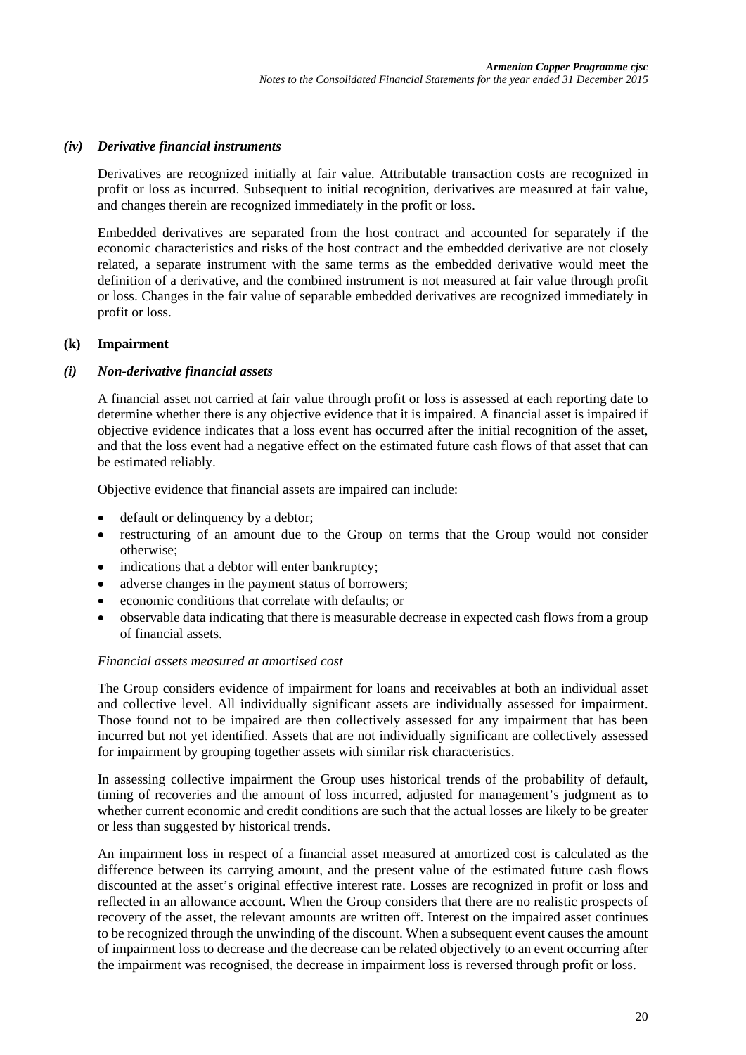### *(iv) Derivative financial instruments*

Derivatives are recognized initially at fair value. Attributable transaction costs are recognized in profit or loss as incurred. Subsequent to initial recognition, derivatives are measured at fair value, and changes therein are recognized immediately in the profit or loss.

Embedded derivatives are separated from the host contract and accounted for separately if the economic characteristics and risks of the host contract and the embedded derivative are not closely related, a separate instrument with the same terms as the embedded derivative would meet the definition of a derivative, and the combined instrument is not measured at fair value through profit or loss. Changes in the fair value of separable embedded derivatives are recognized immediately in profit or loss.

## (k) Impairment

### *(i) Non-derivative financial assets*

A financial asset not carried at fair value through profit or loss is assessed at each reporting date to determine whether there is any objective evidence that it is impaired. A financial asset is impaired if objective evidence indicates that a loss event has occurred after the initial recognition of the asset, and that the loss event had a negative effect on the estimated future cash flows of that asset that can be estimated reliably.

Objective evidence that financial assets are impaired can include:

- default or delinquency by a debtor;
- restructuring of an amount due to the Group on terms that the Group would not consider otherwise;
- indications that a debtor will enter bankruptcy;
- adverse changes in the payment status of borrowers;
- economic conditions that correlate with defaults; or
- observable data indicating that there is measurable decrease in expected cash flows from a group of financial assets.

*Financial assets measured at amortised cost*

The Group considers evidence of impairment for loans and receivables at both an individual asset and collective level. All individually significant assets are individually assessed for impairment. Those found not to be impaired are then collectively assessed for any impairment that has been incurred but not yet identified. Assets that are not individually significant are collectively assessed for impairment by grouping together assets with similar risk characteristics.

In assessing collective impairment the Group uses historical trends of the probability of default, timing of recoveries and the amount of loss incurred, adjusted for management's judgment as to whether current economic and credit conditions are such that the actual losses are likely to be greater or less than suggested by historical trends.

An impairment loss in respect of a financial asset measured at amortized cost is calculated as the difference between its carrying amount, and the present value of the estimated future cash flows discounted at the asset's original effective interest rate. Losses are recognized in profit or loss and reflected in an allowance account. When the Group considers that there are no realistic prospects of recovery of the asset, the relevant amounts are written off. Interest on the impaired asset continues to be recognized through the unwinding of the discount. When a subsequent event causes the amount of impairment loss to decrease and the decrease can be related objectively to an event occurring after the impairment was recognised, the decrease in impairment loss is reversed through profit or loss.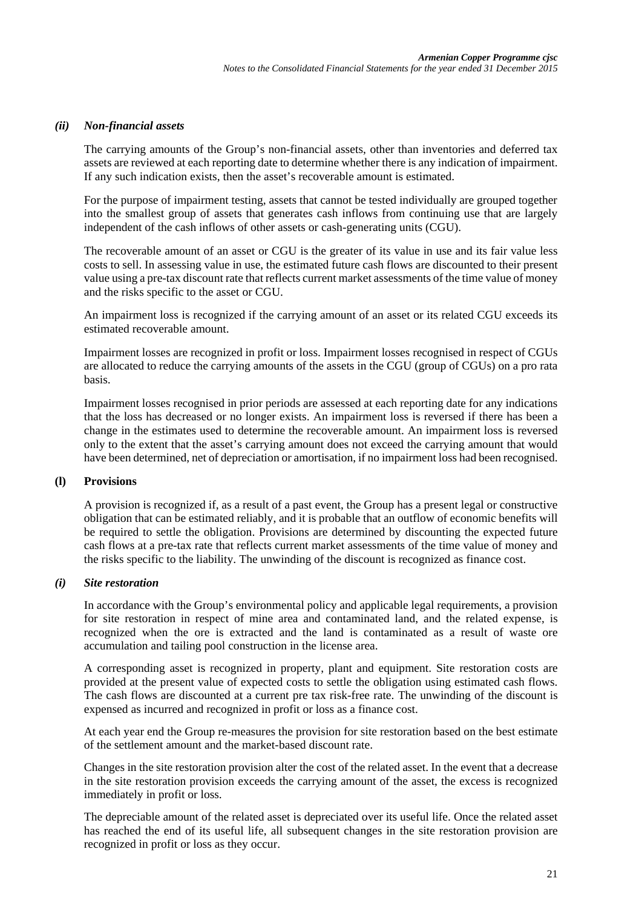### *(ii) Non-financial assets*

The carrying amounts of the Group's non-financial assets, other than inventories and deferred tax assets are reviewed at each reporting date to determine whether there is any indication of impairment. If any such indication exists, then the asset's recoverable amount is estimated.

For the purpose of impairment testing, assets that cannot be tested individually are grouped together into the smallest group of assets that generates cash inflows from continuing use that are largely independent of the cash inflows of other assets or cash-generating units (CGU).

The recoverable amount of an asset or CGU is the greater of its value in use and its fair value less costs to sell. In assessing value in use, the estimated future cash flows are discounted to their present value using a pre-tax discount rate that reflects current market assessments of the time value of money and the risks specific to the asset or CGU.

An impairment loss is recognized if the carrying amount of an asset or its related CGU exceeds its estimated recoverable amount.

Impairment losses are recognized in profit or loss. Impairment losses recognised in respect of CGUs are allocated to reduce the carrying amounts of the assets in the CGU (group of CGUs) on a pro rata basis.

Impairment losses recognised in prior periods are assessed at each reporting date for any indications that the loss has decreased or no longer exists. An impairment loss is reversed if there has been a change in the estimates used to determine the recoverable amount. An impairment loss is reversed only to the extent that the asset's carrying amount does not exceed the carrying amount that would have been determined, net of depreciation or amortisation, if no impairment loss had been recognised.

## (l) Provisions

A provision is recognized if, as a result of a past event, the Group has a present legal or constructive obligation that can be estimated reliably, and it is probable that an outflow of economic benefits will be required to settle the obligation. Provisions are determined by discounting the expected future cash flows at a pre-tax rate that reflects current market assessments of the time value of money and the risks specific to the liability. The unwinding of the discount is recognized as finance cost.

### *(i) Site restoration*

In accordance with the Group's environmental policy and applicable legal requirements, a provision for site restoration in respect of mine area and contaminated land, and the related expense, is recognized when the ore is extracted and the land is contaminated as a result of waste ore accumulation and tailing pool construction in the license area.

A corresponding asset is recognized in property, plant and equipment. Site restoration costs are provided at the present value of expected costs to settle the obligation using estimated cash flows. The cash flows are discounted at a current pre tax risk-free rate. The unwinding of the discount is expensed as incurred and recognized in profit or loss as a finance cost.

At each year end the Group re-measures the provision for site restoration based on the best estimate of the settlement amount and the market-based discount rate.

Changes in the site restoration provision alter the cost of the related asset. In the event that a decrease in the site restoration provision exceeds the carrying amount of the asset, the excess is recognized immediately in profit or loss.

The depreciable amount of the related asset is depreciated over its useful life. Once the related asset has reached the end of its useful life, all subsequent changes in the site restoration provision are recognized in profit or loss as they occur.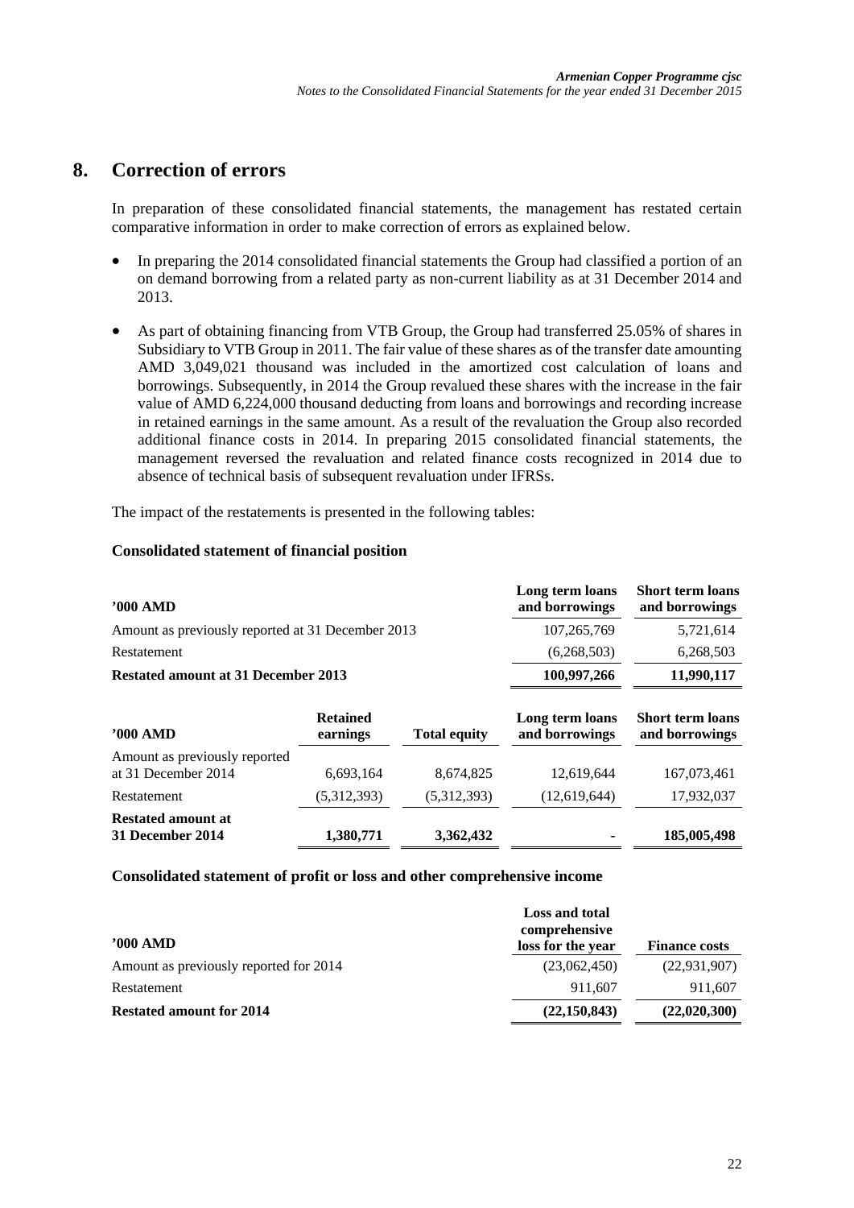# 8. Correction of errors

In preparation of these consolidated financial statements, the management has restated certain comparative information in order to make correction of errors as explained below.

- In preparing the 2014 consolidated financial statements the Group had classified a portion of an on demand borrowing from a related party as non-current liability as at 31 December 2014 and 2013.
- As part of obtaining financing from VTB Group, the Group had transferred 25.05% of shares in Subsidiary to VTB Group in 2011. The fair value of these shares as of the transfer date amounting AMD 3,049,021 thousand was included in the amortized cost calculation of loans and borrowings. Subsequently, in 2014 the Group revalued these shares with the increase in the fair value of AMD 6,224,000 thousand deducting from loans and borrowings and recording increase in retained earnings in the same amount. As a result of the revaluation the Group also recorded additional finance costs in 2014. In preparing 2015 consolidated financial statements, the management reversed the revaluation and related finance costs recognized in 2014 due to absence of technical basis of subsequent revaluation under IFRSs.

The impact of the restatements is presented in the following tables:

**Consolidated statement of financial position**

| '000 AMD | Long term loans and borrowings | Short term loans and borrowings |
|---|---|---|
| Amount as previously reported at 31 December 2013 | 107,265,769 | 5,721,614 |
| Restatement | (6,268,503) | 6,268,503 |
| **Restated amount at 31 December 2013** | **100,997,266** | **11,990,117** |

| '000 AMD | Retained earnings | Total equity | Long term loans and borrowings | Short term loans and borrowings |
|---|---|---|---|---|
| Amount as previously reported at 31 December 2014 | 6,693,164 | 8,674,825 | 12,619,644 | 167,073,461 |
| Restatement | (5,312,393) | (5,312,393) | (12,619,644) | 17,932,037 |
| **Restated amount at 31 December 2014** | **1,380,771** | **3,362,432** | **-** | **185,005,498** |

**Consolidated statement of profit or loss and other comprehensive income**

| '000 AMD | Loss and total comprehensive loss for the year | Finance costs |
|---|---|---|
| Amount as previously reported for 2014 | (23,062,450) | (22,931,907) |
| Restatement | 911,607 | 911,607 |
| **Restated amount for 2014** | **(22,150,843)** | **(22,020,300)** |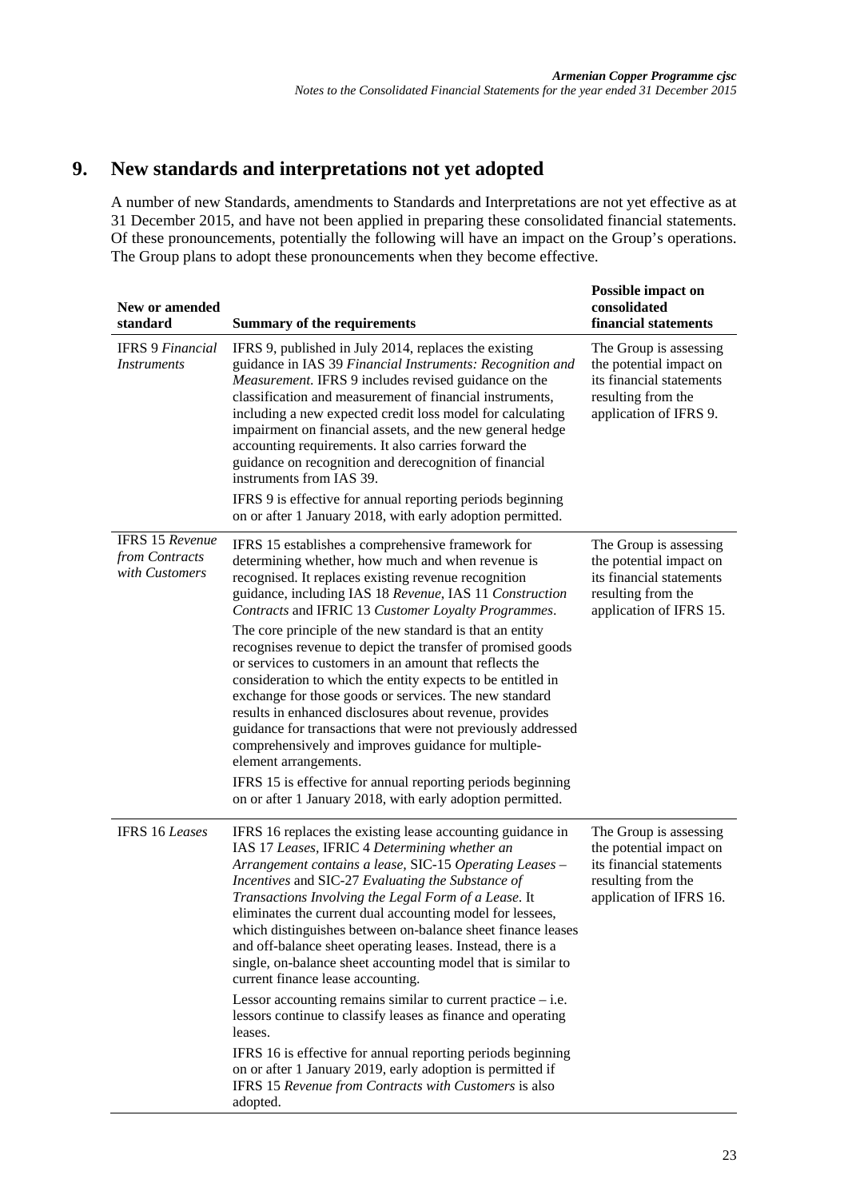## 9. New standards and interpretations not yet adopted

A number of new Standards, amendments to Standards and Interpretations are not yet effective as at 31 December 2015, and have not been applied in preparing these consolidated financial statements. Of these pronouncements, potentially the following will have an impact on the Group's operations. The Group plans to adopt these pronouncements when they become effective.

| New or amended standard | Summary of the requirements | Possible impact on consolidated financial statements |
|---|---|---|
| IFRS 9 *Financial Instruments* | IFRS 9, published in July 2014, replaces the existing guidance in IAS 39 *Financial Instruments: Recognition and Measurement*. IFRS 9 includes revised guidance on the classification and measurement of financial instruments, including a new expected credit loss model for calculating impairment on financial assets, and the new general hedge accounting requirements. It also carries forward the guidance on recognition and derecognition of financial instruments from IAS 39.<br><br>IFRS 9 is effective for annual reporting periods beginning on or after 1 January 2018, with early adoption permitted. | The Group is assessing the potential impact on its financial statements resulting from the application of IFRS 9. |
| IFRS 15 *Revenue from Contracts with Customers* | IFRS 15 establishes a comprehensive framework for determining whether, how much and when revenue is recognised. It replaces existing revenue recognition guidance, including IAS 18 *Revenue*, IAS 11 *Construction Contracts* and IFRIC 13 *Customer Loyalty Programmes*.<br><br>The core principle of the new standard is that an entity recognises revenue to depict the transfer of promised goods or services to customers in an amount that reflects the consideration to which the entity expects to be entitled in exchange for those goods or services. The new standard results in enhanced disclosures about revenue, provides guidance for transactions that were not previously addressed comprehensively and improves guidance for multiple-element arrangements.<br><br>IFRS 15 is effective for annual reporting periods beginning on or after 1 January 2018, with early adoption permitted. | The Group is assessing the potential impact on its financial statements resulting from the application of IFRS 15. |
| IFRS 16 *Leases* | IFRS 16 replaces the existing lease accounting guidance in IAS 17 *Leases*, IFRIC 4 *Determining whether an Arrangement contains a lease*, SIC-15 *Operating Leases – Incentives* and SIC-27 *Evaluating the Substance of Transactions Involving the Legal Form of a Lease*. It eliminates the current dual accounting model for lessees, which distinguishes between on-balance sheet finance leases and off-balance sheet operating leases. Instead, there is a single, on-balance sheet accounting model that is similar to current finance lease accounting.<br><br>Lessor accounting remains similar to current practice – i.e. lessors continue to classify leases as finance and operating leases.<br><br>IFRS 16 is effective for annual reporting periods beginning on or after 1 January 2019, early adoption is permitted if IFRS 15 *Revenue from Contracts with Customers* is also adopted. | The Group is assessing the potential impact on its financial statements resulting from the application of IFRS 16. |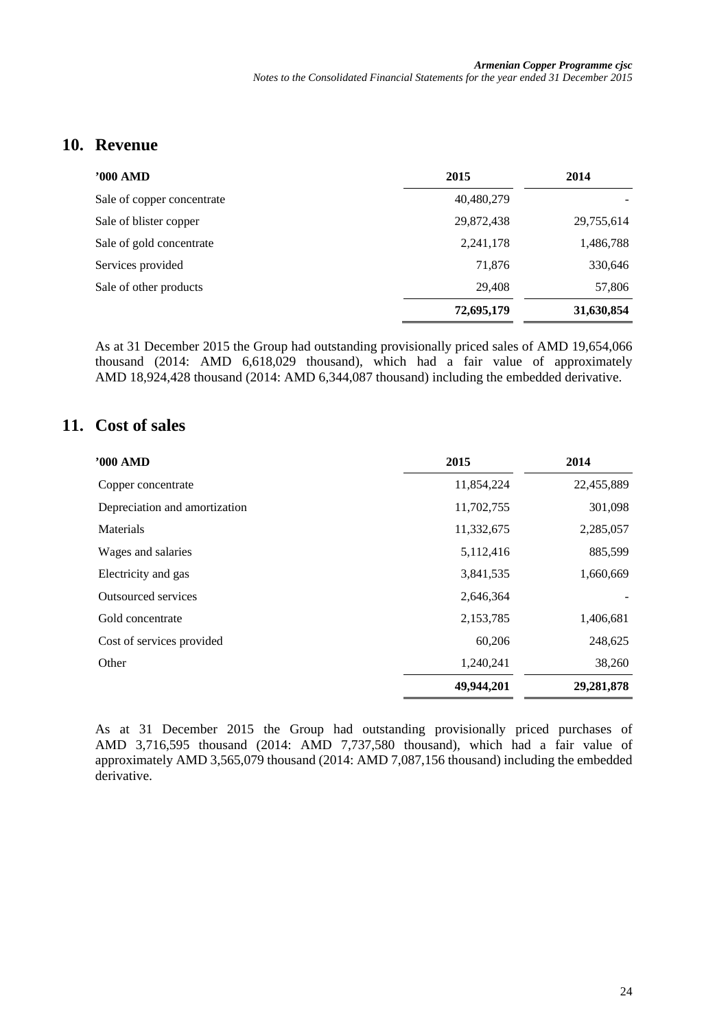## 10. Revenue

| '000 AMD | 2015 | 2014 |
|---|---|---|
| Sale of copper concentrate | 40,480,279 | - |
| Sale of blister copper | 29,872,438 | 29,755,614 |
| Sale of gold concentrate | 2,241,178 | 1,486,788 |
| Services provided | 71,876 | 330,646 |
| Sale of other products | 29,408 | 57,806 |
| | **72,695,179** | **31,630,854** |

As at 31 December 2015 the Group had outstanding provisionally priced sales of AMD 19,654,066 thousand (2014: AMD 6,618,029 thousand), which had a fair value of approximately AMD 18,924,428 thousand (2014: AMD 6,344,087 thousand) including the embedded derivative.

## 11. Cost of sales

| '000 AMD | 2015 | 2014 |
|---|---|---|
| Copper concentrate | 11,854,224 | 22,455,889 |
| Depreciation and amortization | 11,702,755 | 301,098 |
| Materials | 11,332,675 | 2,285,057 |
| Wages and salaries | 5,112,416 | 885,599 |
| Electricity and gas | 3,841,535 | 1,660,669 |
| Outsourced services | 2,646,364 | - |
| Gold concentrate | 2,153,785 | 1,406,681 |
| Cost of services provided | 60,206 | 248,625 |
| Other | 1,240,241 | 38,260 |
| | **49,944,201** | **29,281,878** |

As at 31 December 2015 the Group had outstanding provisionally priced purchases of AMD 3,716,595 thousand (2014: AMD 7,737,580 thousand), which had a fair value of approximately AMD 3,565,079 thousand (2014: AMD 7,087,156 thousand) including the embedded derivative.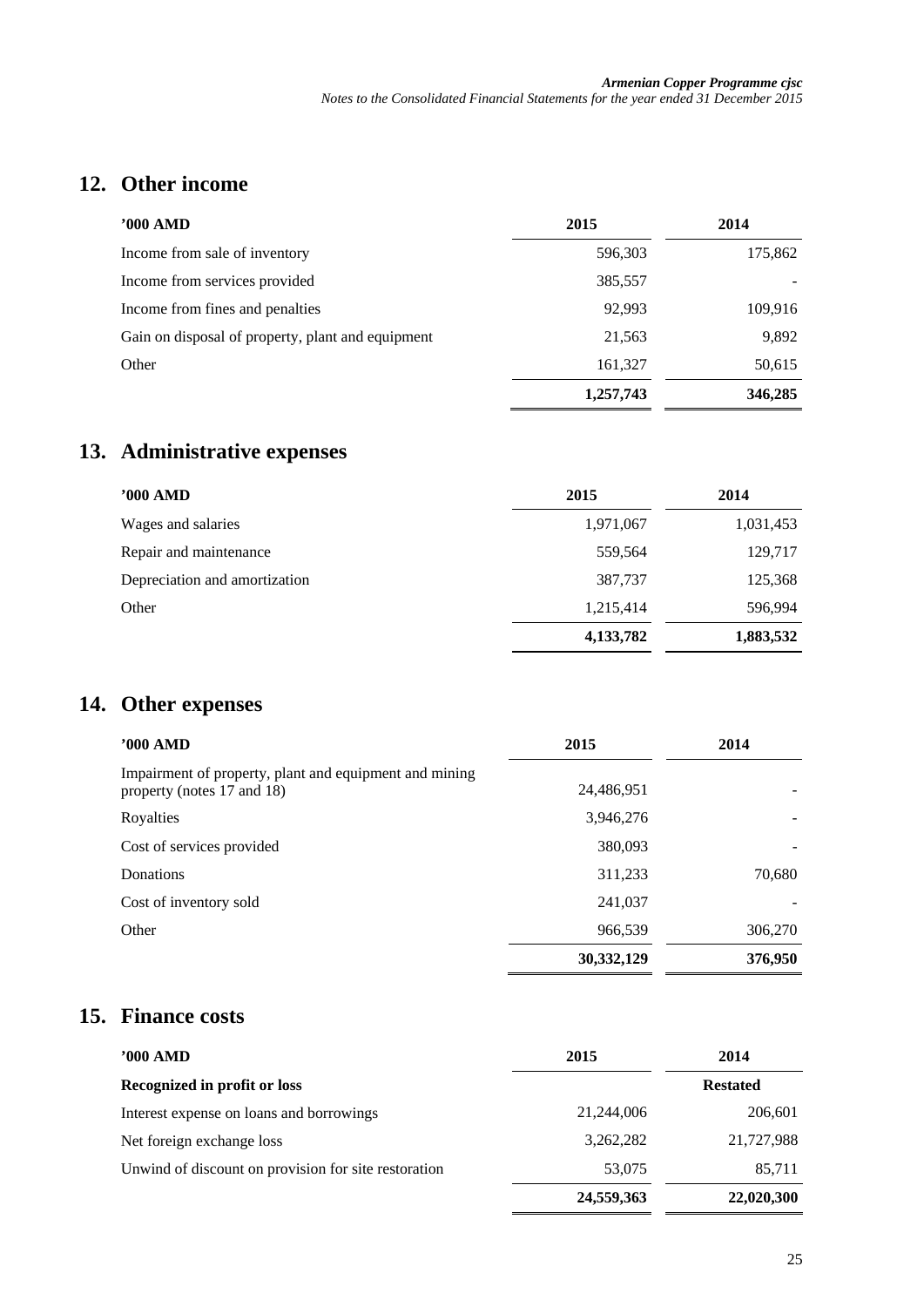## 12. Other income

| '000 AMD | 2015 | 2014 |
|---|---|---|
| Income from sale of inventory | 596,303 | 175,862 |
| Income from services provided | 385,557 | - |
| Income from fines and penalties | 92,993 | 109,916 |
| Gain on disposal of property, plant and equipment | 21,563 | 9,892 |
| Other | 161,327 | 50,615 |
| | **1,257,743** | **346,285** |

## 13. Administrative expenses

| '000 AMD | 2015 | 2014 |
|---|---|---|
| Wages and salaries | 1,971,067 | 1,031,453 |
| Repair and maintenance | 559,564 | 129,717 |
| Depreciation and amortization | 387,737 | 125,368 |
| Other | 1,215,414 | 596,994 |
| | **4,133,782** | **1,883,532** |

## 14. Other expenses

| '000 AMD | 2015 | 2014 |
|---|---|---|
| Impairment of property, plant and equipment and mining property (notes 17 and 18) | 24,486,951 | - |
| Royalties | 3,946,276 | - |
| Cost of services provided | 380,093 | - |
| Donations | 311,233 | 70,680 |
| Cost of inventory sold | 241,037 | - |
| Other | 966,539 | 306,270 |
| | **30,332,129** | **376,950** |

## 15. Finance costs

| '000 AMD | 2015 | 2014 |
|---|---|---|
| **Recognized in profit or loss** | | **Restated** |
| Interest expense on loans and borrowings | 21,244,006 | 206,601 |
| Net foreign exchange loss | 3,262,282 | 21,727,988 |
| Unwind of discount on provision for site restoration | 53,075 | 85,711 |
| | **24,559,363** | **22,020,300** |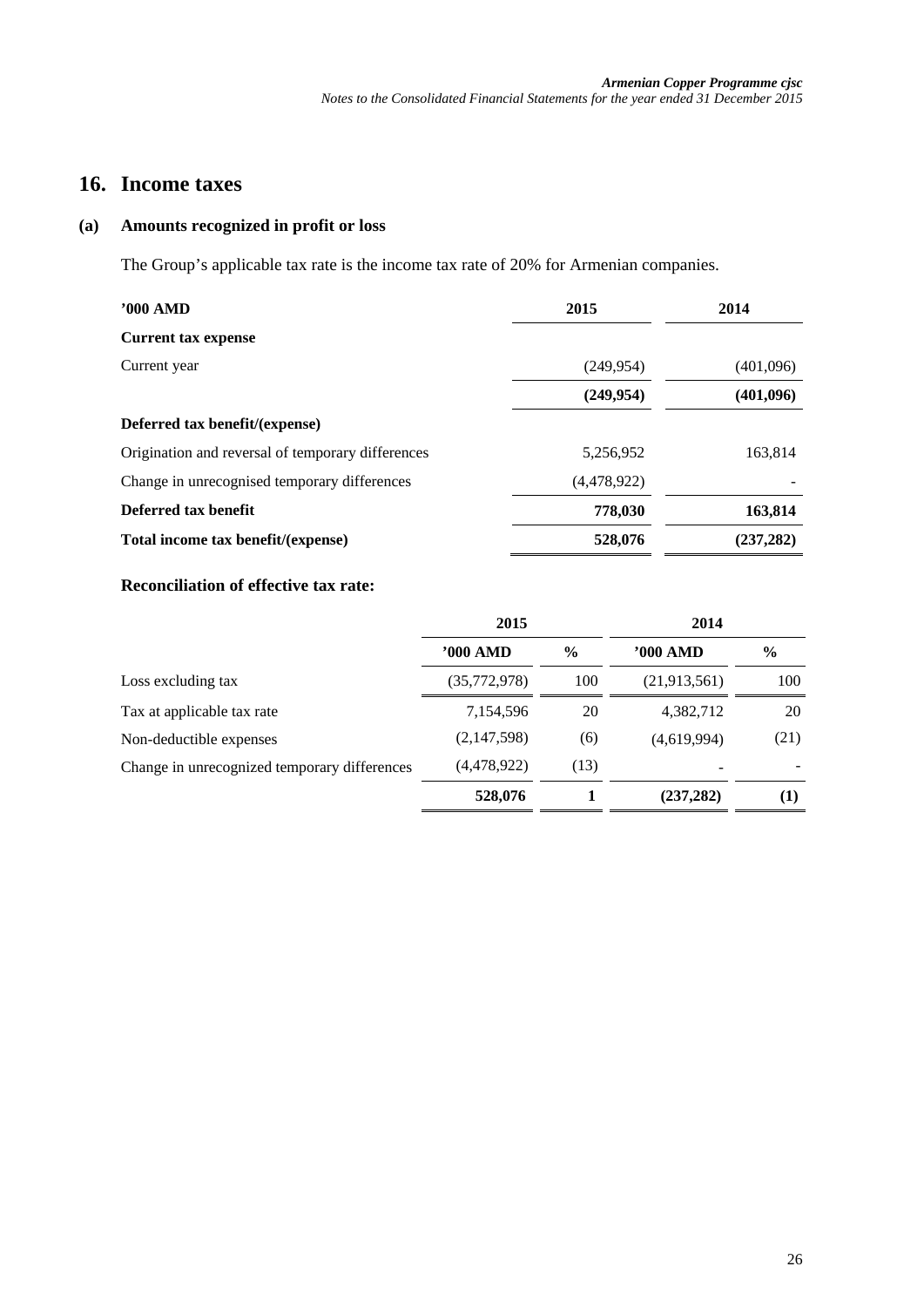## 16. Income taxes

### (a) Amounts recognized in profit or loss

The Group's applicable tax rate is the income tax rate of 20% for Armenian companies.

| **'000 AMD** | **2015** | **2014** |
|---|---|---|
| **Current tax expense** | | |
| Current year | (249,954) | (401,096) |
| | **(249,954)** | **(401,096)** |
| **Deferred tax benefit/(expense)** | | |
| Origination and reversal of temporary differences | 5,256,952 | 163,814 |
| Change in unrecognised temporary differences | (4,478,922) | - |
| **Deferred tax benefit** | **778,030** | **163,814** |
| **Total income tax benefit/(expense)** | **528,076** | **(237,282)** |

**Reconciliation of effective tax rate:**

| | **2015** | | **2014** | |
|---|---|---|---|---|
| | **'000 AMD** | **%** | **'000 AMD** | **%** |
| Loss excluding tax | (35,772,978) | 100 | (21,913,561) | 100 |
| Tax at applicable tax rate | 7,154,596 | 20 | 4,382,712 | 20 |
| Non-deductible expenses | (2,147,598) | (6) | (4,619,994) | (21) |
| Change in unrecognized temporary differences | (4,478,922) | (13) | - | - |
| | **528,076** | **1** | **(237,282)** | **(1)** |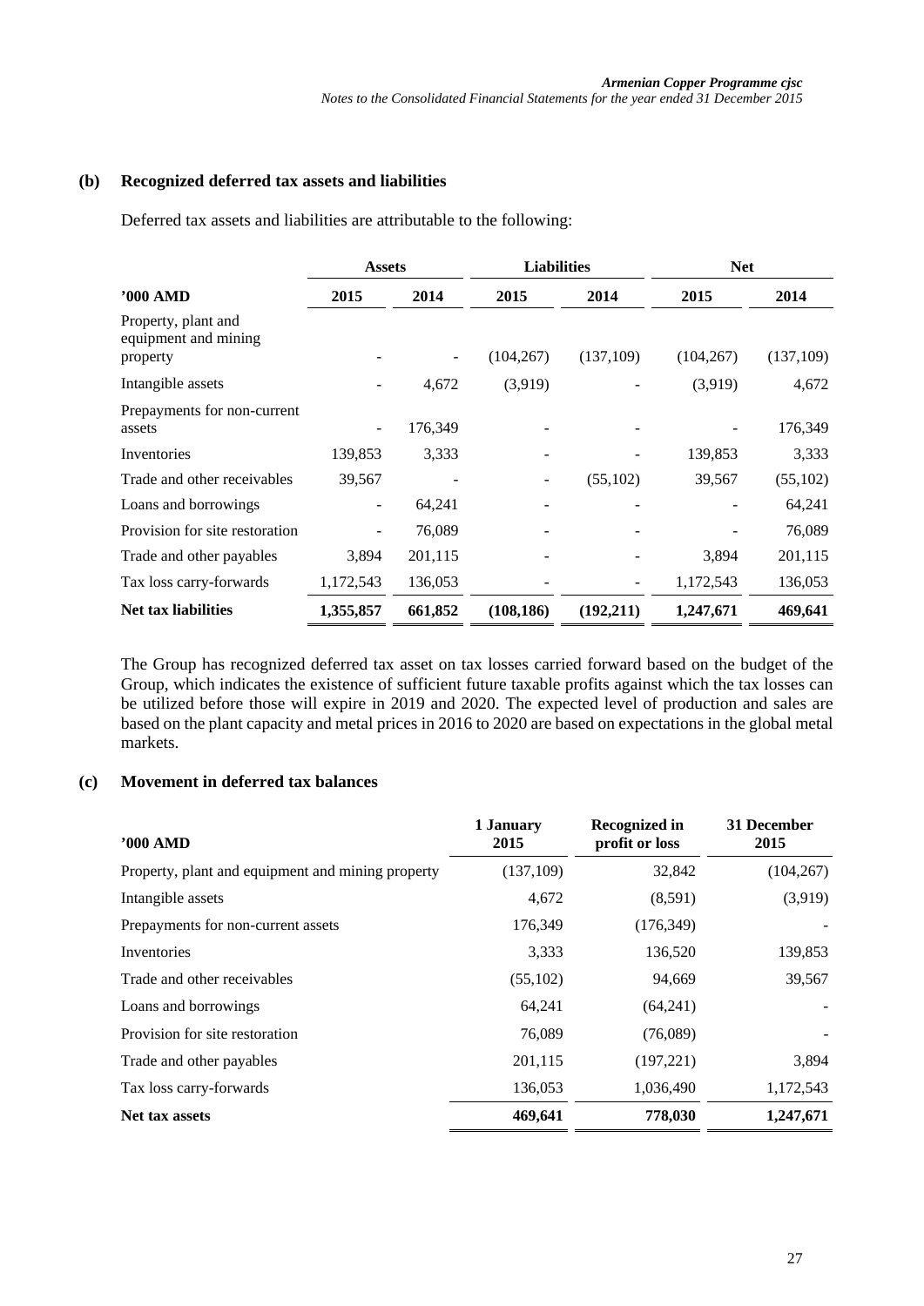### (b) Recognized deferred tax assets and liabilities

Deferred tax assets and liabilities are attributable to the following:

| | Assets | | Liabilities | | Net | |
|---|---|---|---|---|---|---|
| **'000 AMD** | **2015** | **2014** | **2015** | **2014** | **2015** | **2014** |
| Property, plant and equipment and mining property | - | - | (104,267) | (137,109) | (104,267) | (137,109) |
| Intangible assets | - | 4,672 | (3,919) | - | (3,919) | 4,672 |
| Prepayments for non-current assets | - | 176,349 | - | - | - | 176,349 |
| Inventories | 139,853 | 3,333 | - | - | 139,853 | 3,333 |
| Trade and other receivables | 39,567 | - | - | (55,102) | 39,567 | (55,102) |
| Loans and borrowings | - | 64,241 | - | - | - | 64,241 |
| Provision for site restoration | - | 76,089 | - | - | - | 76,089 |
| Trade and other payables | 3,894 | 201,115 | - | - | 3,894 | 201,115 |
| Tax loss carry-forwards | 1,172,543 | 136,053 | - | - | 1,172,543 | 136,053 |
| **Net tax liabilities** | **1,355,857** | **661,852** | **(108,186)** | **(192,211)** | **1,247,671** | **469,641** |

The Group has recognized deferred tax asset on tax losses carried forward based on the budget of the Group, which indicates the existence of sufficient future taxable profits against which the tax losses can be utilized before those will expire in 2019 and 2020. The expected level of production and sales are based on the plant capacity and metal prices in 2016 to 2020 are based on expectations in the global metal markets.

### (c) Movement in deferred tax balances

| '000 AMD | 1 January 2015 | Recognized in profit or loss | 31 December 2015 |
|---|---|---|---|
| Property, plant and equipment and mining property | (137,109) | 32,842 | (104,267) |
| Intangible assets | 4,672 | (8,591) | (3,919) |
| Prepayments for non-current assets | 176,349 | (176,349) | - |
| Inventories | 3,333 | 136,520 | 139,853 |
| Trade and other receivables | (55,102) | 94,669 | 39,567 |
| Loans and borrowings | 64,241 | (64,241) | - |
| Provision for site restoration | 76,089 | (76,089) | - |
| Trade and other payables | 201,115 | (197,221) | 3,894 |
| Tax loss carry-forwards | 136,053 | 1,036,490 | 1,172,543 |
| **Net tax assets** | **469,641** | **778,030** | **1,247,671** |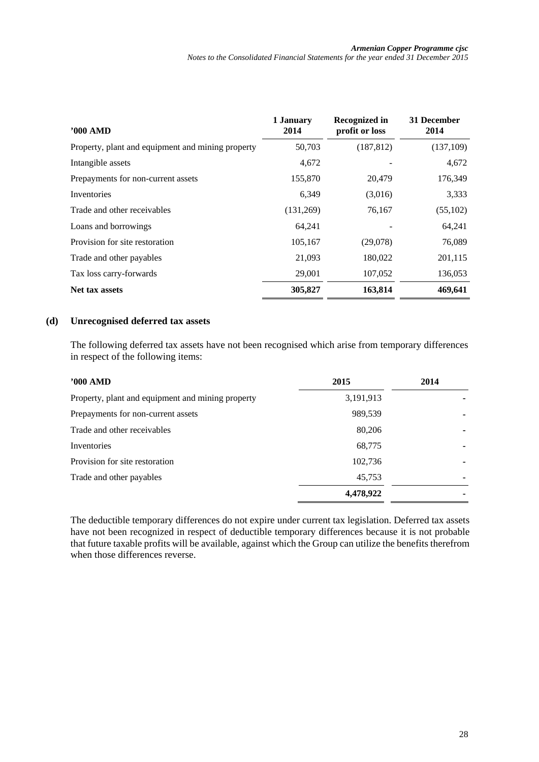| '000 AMD | 1 January 2014 | Recognized in profit or loss | 31 December 2014 |
|---|---|---|---|
| Property, plant and equipment and mining property | 50,703 | (187,812) | (137,109) |
| Intangible assets | 4,672 | - | 4,672 |
| Prepayments for non-current assets | 155,870 | 20,479 | 176,349 |
| Inventories | 6,349 | (3,016) | 3,333 |
| Trade and other receivables | (131,269) | 76,167 | (55,102) |
| Loans and borrowings | 64,241 | - | 64,241 |
| Provision for site restoration | 105,167 | (29,078) | 76,089 |
| Trade and other payables | 21,093 | 180,022 | 201,115 |
| Tax loss carry-forwards | 29,001 | 107,052 | 136,053 |
| **Net tax assets** | **305,827** | **163,814** | **469,641** |

### (d) Unrecognised deferred tax assets

The following deferred tax assets have not been recognised which arise from temporary differences in respect of the following items:

| '000 AMD | 2015 | 2014 |
|---|---|---|
| Property, plant and equipment and mining property | 3,191,913 | - |
| Prepayments for non-current assets | 989,539 | - |
| Trade and other receivables | 80,206 | - |
| Inventories | 68,775 | - |
| Provision for site restoration | 102,736 | - |
| Trade and other payables | 45,753 | - |
| | **4,478,922** | **-** |

The deductible temporary differences do not expire under current tax legislation. Deferred tax assets have not been recognized in respect of deductible temporary differences because it is not probable that future taxable profits will be available, against which the Group can utilize the benefits therefrom when those differences reverse.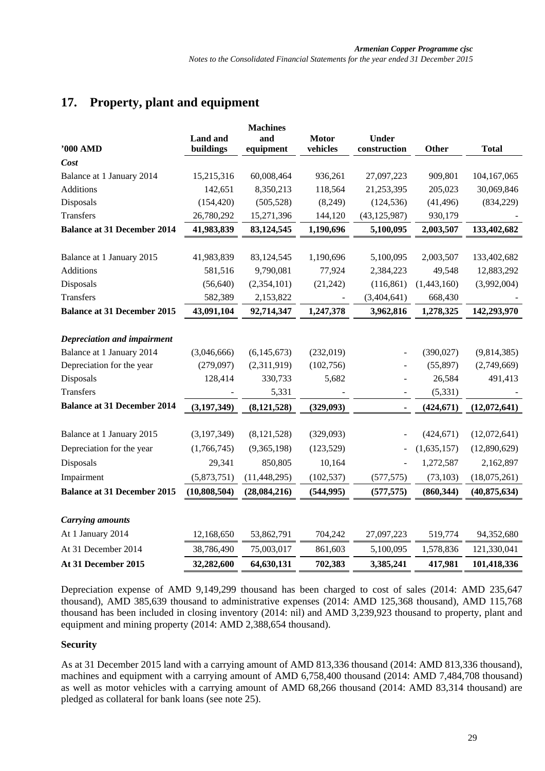## 17. Property, plant and equipment

| '000 AMD | Land and buildings | Machines and equipment | Motor vehicles | Under construction | Other | Total |
|---|---|---|---|---|---|---|
| ***Cost*** | | | | | | |
| Balance at 1 January 2014 | 15,215,316 | 60,008,464 | 936,261 | 27,097,223 | 909,801 | 104,167,065 |
| Additions | 142,651 | 8,350,213 | 118,564 | 21,253,395 | 205,023 | 30,069,846 |
| Disposals | (154,420) | (505,528) | (8,249) | (124,536) | (41,496) | (834,229) |
| Transfers | 26,780,292 | 15,271,396 | 144,120 | (43,125,987) | 930,179 | - |
| **Balance at 31 December 2014** | **41,983,839** | **83,124,545** | **1,190,696** | **5,100,095** | **2,003,507** | **133,402,682** |
| Balance at 1 January 2015 | 41,983,839 | 83,124,545 | 1,190,696 | 5,100,095 | 2,003,507 | 133,402,682 |
| Additions | 581,516 | 9,790,081 | 77,924 | 2,384,223 | 49,548 | 12,883,292 |
| Disposals | (56,640) | (2,354,101) | (21,242) | (116,861) | (1,443,160) | (3,992,004) |
| Transfers | 582,389 | 2,153,822 | - | (3,404,641) | 668,430 | - |
| **Balance at 31 December 2015** | **43,091,104** | **92,714,347** | **1,247,378** | **3,962,816** | **1,278,325** | **142,293,970** |
| ***Depreciation and impairment*** | | | | | | |
| Balance at 1 January 2014 | (3,046,666) | (6,145,673) | (232,019) | - | (390,027) | (9,814,385) |
| Depreciation for the year | (279,097) | (2,311,919) | (102,756) | - | (55,897) | (2,749,669) |
| Disposals | 128,414 | 330,733 | 5,682 | - | 26,584 | 491,413 |
| Transfers | - | 5,331 | - | - | (5,331) | - |
| **Balance at 31 December 2014** | **(3,197,349)** | **(8,121,528)** | **(329,093)** | **-** | **(424,671)** | **(12,072,641)** |
| Balance at 1 January 2015 | (3,197,349) | (8,121,528) | (329,093) | - | (424,671) | (12,072,641) |
| Depreciation for the year | (1,766,745) | (9,365,198) | (123,529) | - | (1,635,157) | (12,890,629) |
| Disposals | 29,341 | 850,805 | 10,164 | - | 1,272,587 | 2,162,897 |
| Impairment | (5,873,751) | (11,448,295) | (102,537) | (577,575) | (73,103) | (18,075,261) |
| **Balance at 31 December 2015** | **(10,808,504)** | **(28,084,216)** | **(544,995)** | **(577,575)** | **(860,344)** | **(40,875,634)** |
| ***Carrying amounts*** | | | | | | |
| At 1 January 2014 | 12,168,650 | 53,862,791 | 704,242 | 27,097,223 | 519,774 | 94,352,680 |
| At 31 December 2014 | 38,786,490 | 75,003,017 | 861,603 | 5,100,095 | 1,578,836 | 121,330,041 |
| **At 31 December 2015** | **32,282,600** | **64,630,131** | **702,383** | **3,385,241** | **417,981** | **101,418,336** |

Depreciation expense of AMD 9,149,299 thousand has been charged to cost of sales (2014: AMD 235,647 thousand), AMD 385,639 thousand to administrative expenses (2014: AMD 125,368 thousand), AMD 115,768 thousand has been included in closing inventory (2014: nil) and AMD 3,239,923 thousand to property, plant and equipment and mining property (2014: AMD 2,388,654 thousand).

### Security

As at 31 December 2015 land with a carrying amount of AMD 813,336 thousand (2014: AMD 813,336 thousand), machines and equipment with a carrying amount of AMD 6,758,400 thousand (2014: AMD 7,484,708 thousand) as well as motor vehicles with a carrying amount of AMD 68,266 thousand (2014: AMD 83,314 thousand) are pledged as collateral for bank loans (see note 25).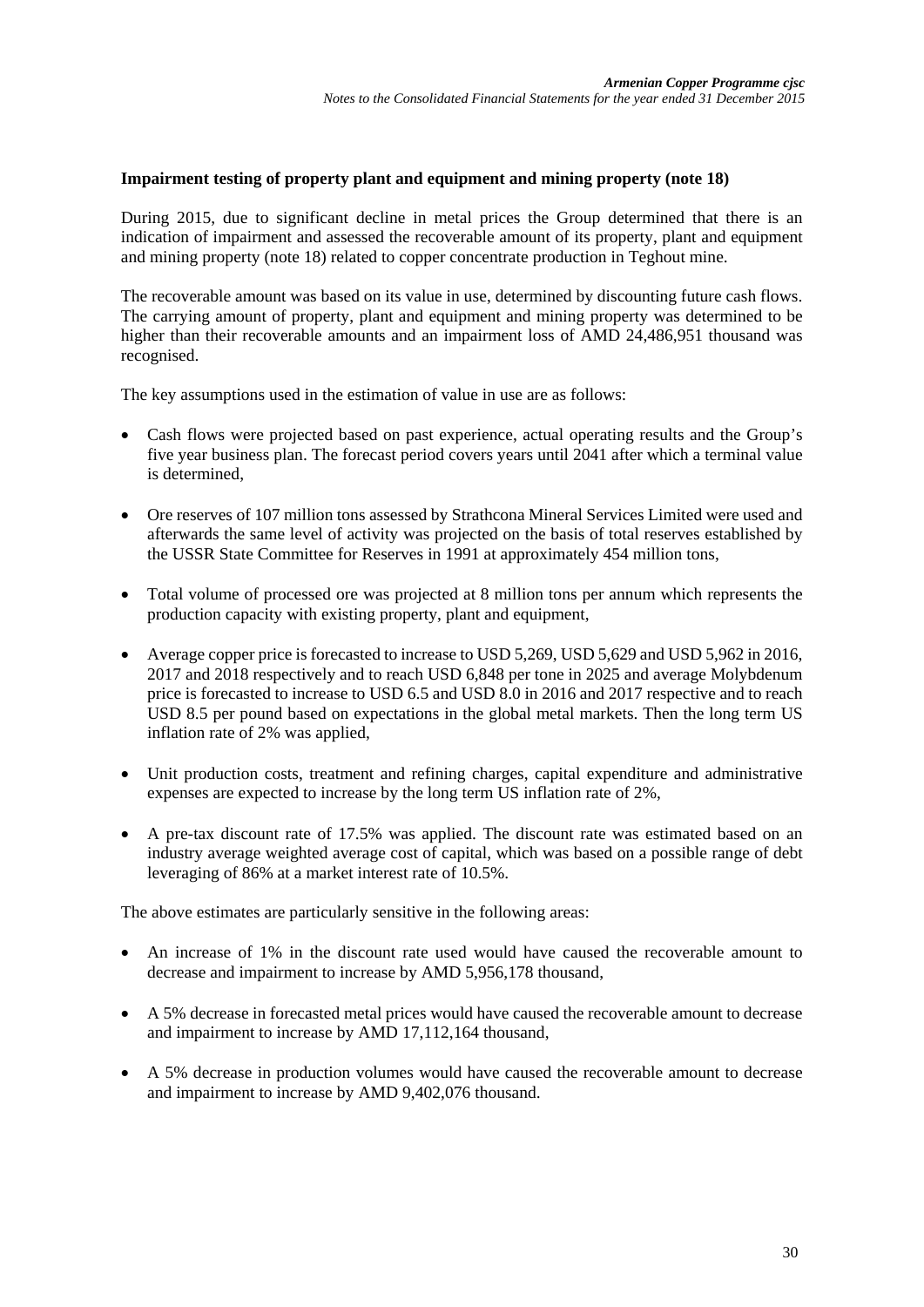**Impairment testing of property plant and equipment and mining property (note 18)**

During 2015, due to significant decline in metal prices the Group determined that there is an indication of impairment and assessed the recoverable amount of its property, plant and equipment and mining property (note 18) related to copper concentrate production in Teghout mine.

The recoverable amount was based on its value in use, determined by discounting future cash flows. The carrying amount of property, plant and equipment and mining property was determined to be higher than their recoverable amounts and an impairment loss of AMD 24,486,951 thousand was recognised.

The key assumptions used in the estimation of value in use are as follows:

- Cash flows were projected based on past experience, actual operating results and the Group's five year business plan. The forecast period covers years until 2041 after which a terminal value is determined,
- Ore reserves of 107 million tons assessed by Strathcona Mineral Services Limited were used and afterwards the same level of activity was projected on the basis of total reserves established by the USSR State Committee for Reserves in 1991 at approximately 454 million tons,
- Total volume of processed ore was projected at 8 million tons per annum which represents the production capacity with existing property, plant and equipment,
- Average copper price is forecasted to increase to USD 5,269, USD 5,629 and USD 5,962 in 2016, 2017 and 2018 respectively and to reach USD 6,848 per tone in 2025 and average Molybdenum price is forecasted to increase to USD 6.5 and USD 8.0 in 2016 and 2017 respective and to reach USD 8.5 per pound based on expectations in the global metal markets. Then the long term US inflation rate of 2% was applied,
- Unit production costs, treatment and refining charges, capital expenditure and administrative expenses are expected to increase by the long term US inflation rate of 2%,
- A pre-tax discount rate of 17.5% was applied. The discount rate was estimated based on an industry average weighted average cost of capital, which was based on a possible range of debt leveraging of 86% at a market interest rate of 10.5%.

The above estimates are particularly sensitive in the following areas:

- An increase of 1% in the discount rate used would have caused the recoverable amount to decrease and impairment to increase by AMD 5,956,178 thousand,
- A 5% decrease in forecasted metal prices would have caused the recoverable amount to decrease and impairment to increase by AMD 17,112,164 thousand,
- A 5% decrease in production volumes would have caused the recoverable amount to decrease and impairment to increase by AMD 9,402,076 thousand.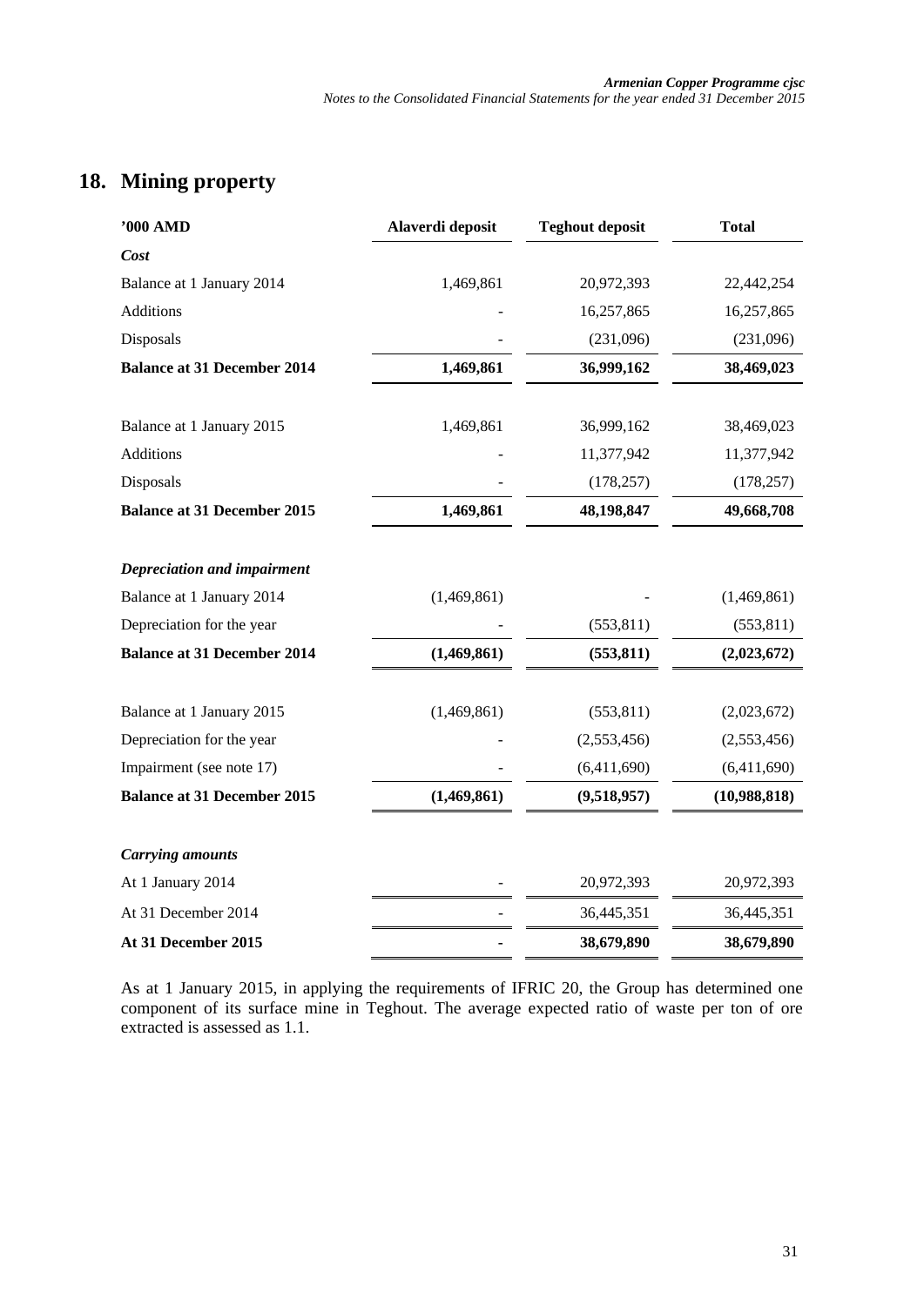## 18. Mining property

| '000 AMD | Alaverdi deposit | Teghout deposit | Total |
|---|---|---|---|
| ***Cost*** | | | |
| Balance at 1 January 2014 | 1,469,861 | 20,972,393 | 22,442,254 |
| Additions | - | 16,257,865 | 16,257,865 |
| Disposals | - | (231,096) | (231,096) |
| **Balance at 31 December 2014** | **1,469,861** | **36,999,162** | **38,469,023** |
| Balance at 1 January 2015 | 1,469,861 | 36,999,162 | 38,469,023 |
| Additions | - | 11,377,942 | 11,377,942 |
| Disposals | - | (178,257) | (178,257) |
| **Balance at 31 December 2015** | **1,469,861** | **48,198,847** | **49,668,708** |
| ***Depreciation and impairment*** | | | |
| Balance at 1 January 2014 | (1,469,861) | - | (1,469,861) |
| Depreciation for the year | - | (553,811) | (553,811) |
| **Balance at 31 December 2014** | **(1,469,861)** | **(553,811)** | **(2,023,672)** |
| Balance at 1 January 2015 | (1,469,861) | (553,811) | (2,023,672) |
| Depreciation for the year | - | (2,553,456) | (2,553,456) |
| Impairment (see note 17) | - | (6,411,690) | (6,411,690) |
| **Balance at 31 December 2015** | **(1,469,861)** | **(9,518,957)** | **(10,988,818)** |
| ***Carrying amounts*** | | | |
| At 1 January 2014 | - | 20,972,393 | 20,972,393 |
| At 31 December 2014 | - | 36,445,351 | 36,445,351 |
| **At 31 December 2015** | **-** | **38,679,890** | **38,679,890** |

As at 1 January 2015, in applying the requirements of IFRIC 20, the Group has determined one component of its surface mine in Teghout. The average expected ratio of waste per ton of ore extracted is assessed as 1.1.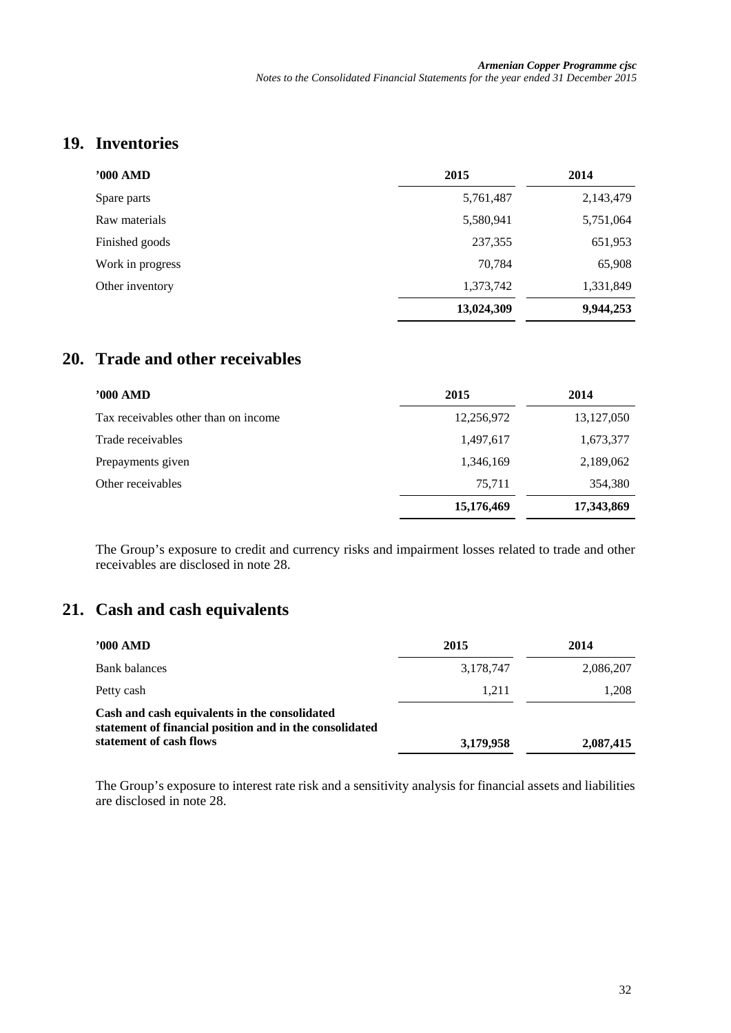## 19. Inventories

| '000 AMD | 2015 | 2014 |
|---|---|---|
| Spare parts | 5,761,487 | 2,143,479 |
| Raw materials | 5,580,941 | 5,751,064 |
| Finished goods | 237,355 | 651,953 |
| Work in progress | 70,784 | 65,908 |
| Other inventory | 1,373,742 | 1,331,849 |
| | **13,024,309** | **9,944,253** |

## 20. Trade and other receivables

| '000 AMD | 2015 | 2014 |
|---|---|---|
| Tax receivables other than on income | 12,256,972 | 13,127,050 |
| Trade receivables | 1,497,617 | 1,673,377 |
| Prepayments given | 1,346,169 | 2,189,062 |
| Other receivables | 75,711 | 354,380 |
| | **15,176,469** | **17,343,869** |

The Group's exposure to credit and currency risks and impairment losses related to trade and other receivables are disclosed in note 28.

## 21. Cash and cash equivalents

| '000 AMD | 2015 | 2014 |
|---|---|---|
| Bank balances | 3,178,747 | 2,086,207 |
| Petty cash | 1,211 | 1,208 |
| **Cash and cash equivalents in the consolidated statement of financial position and in the consolidated statement of cash flows** | **3,179,958** | **2,087,415** |

The Group's exposure to interest rate risk and a sensitivity analysis for financial assets and liabilities are disclosed in note 28.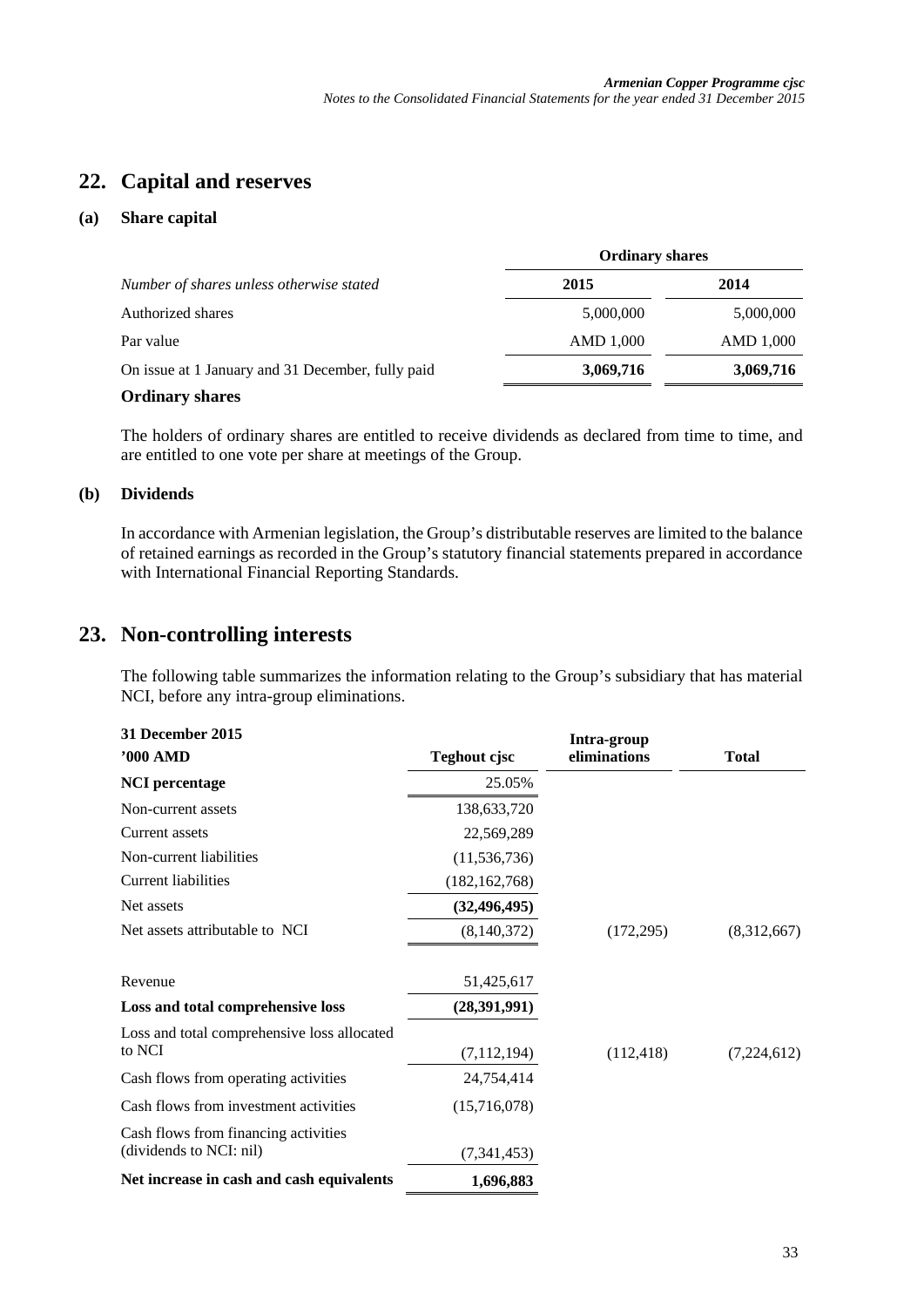# 22. Capital and reserves

## (a) Share capital

| | Ordinary shares | |
|---|---|---|
| *Number of shares unless otherwise stated* | **2015** | **2014** |
| Authorized shares | 5,000,000 | 5,000,000 |
| Par value | AMD 1,000 | AMD 1,000 |
| On issue at 1 January and 31 December, fully paid | **3,069,716** | **3,069,716** |

**Ordinary shares**

The holders of ordinary shares are entitled to receive dividends as declared from time to time, and are entitled to one vote per share at meetings of the Group.

## (b) Dividends

In accordance with Armenian legislation, the Group's distributable reserves are limited to the balance of retained earnings as recorded in the Group's statutory financial statements prepared in accordance with International Financial Reporting Standards.

# 23. Non-controlling interests

The following table summarizes the information relating to the Group's subsidiary that has material NCI, before any intra-group eliminations.

| **31 December 2015** <br> **'000 AMD** | **Teghout cjsc** | **Intra-group eliminations** | **Total** |
|---|---|---|---|
| **NCI percentage** | 25.05% | | |
| Non-current assets | 138,633,720 | | |
| Current assets | 22,569,289 | | |
| Non-current liabilities | (11,536,736) | | |
| Current liabilities | (182,162,768) | | |
| Net assets | **(32,496,495)** | | |
| Net assets attributable to NCI | (8,140,372) | (172,295) | (8,312,667) |
| | | | |
| Revenue | 51,425,617 | | |
| **Loss and total comprehensive loss** | **(28,391,991)** | | |
| Loss and total comprehensive loss allocated to NCI | (7,112,194) | (112,418) | (7,224,612) |
| Cash flows from operating activities | 24,754,414 | | |
| Cash flows from investment activities | (15,716,078) | | |
| Cash flows from financing activities (dividends to NCI: nil) | (7,341,453) | | |
| **Net increase in cash and cash equivalents** | **1,696,883** | | |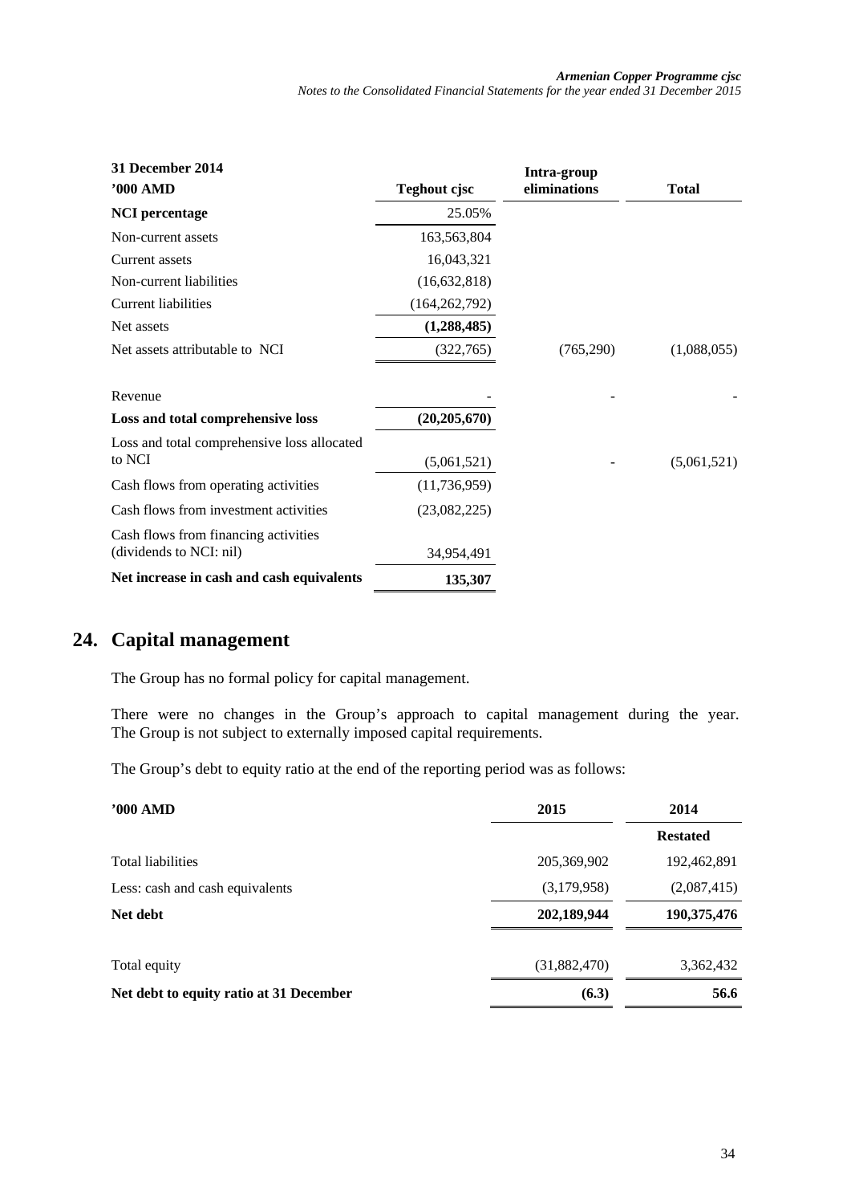| 31 December 2014<br>'000 AMD | Teghout cjsc | Intra-group eliminations | Total |
|---|---|---|---|
| **NCI percentage** | 25.05% | | |
| Non-current assets | 163,563,804 | | |
| Current assets | 16,043,321 | | |
| Non-current liabilities | (16,632,818) | | |
| Current liabilities | (164,262,792) | | |
| Net assets | **(1,288,485)** | | |
| Net assets attributable to NCI | (322,765) | (765,290) | (1,088,055) |
| | | | |
| Revenue | - | - | - |
| **Loss and total comprehensive loss** | **(20,205,670)** | | |
| Loss and total comprehensive loss allocated to NCI | (5,061,521) | - | (5,061,521) |
| Cash flows from operating activities | (11,736,959) | | |
| Cash flows from investment activities | (23,082,225) | | |
| Cash flows from financing activities (dividends to NCI: nil) | 34,954,491 | | |
| **Net increase in cash and cash equivalents** | **135,307** | | |

## 24. Capital management

The Group has no formal policy for capital management.

There were no changes in the Group's approach to capital management during the year. The Group is not subject to externally imposed capital requirements.

The Group's debt to equity ratio at the end of the reporting period was as follows:

| '000 AMD | 2015 | 2014 |
|---|---|---|
| | | **Restated** |
| Total liabilities | 205,369,902 | 192,462,891 |
| Less: cash and cash equivalents | (3,179,958) | (2,087,415) |
| **Net debt** | **202,189,944** | **190,375,476** |
| | | |
| Total equity | (31,882,470) | 3,362,432 |
| **Net debt to equity ratio at 31 December** | **(6.3)** | **56.6** |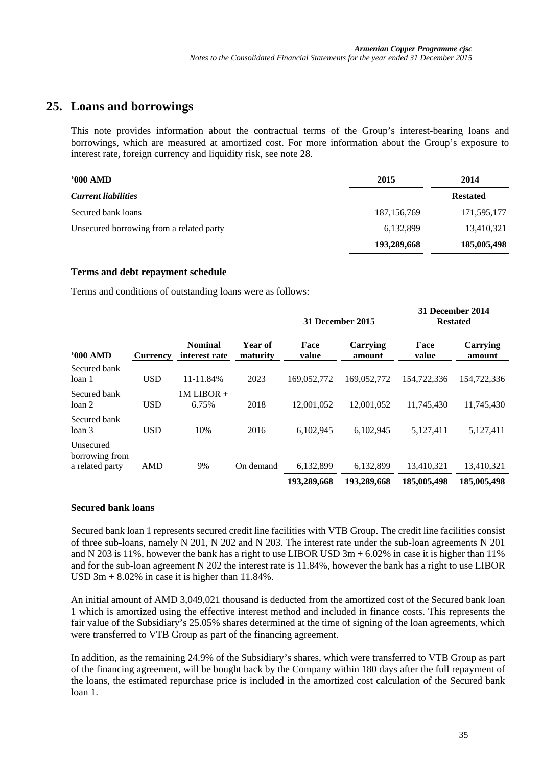## 25. Loans and borrowings

This note provides information about the contractual terms of the Group's interest-bearing loans and borrowings, which are measured at amortized cost. For more information about the Group's exposure to interest rate, foreign currency and liquidity risk, see note 28.

| '000 AMD | 2015 | 2014 |
|---|---|---|
| ***Current liabilities*** | | **Restated** |
| Secured bank loans | 187,156,769 | 171,595,177 |
| Unsecured borrowing from a related party | 6,132,899 | 13,410,321 |
| | **193,289,668** | **185,005,498** |

### Terms and debt repayment schedule

Terms and conditions of outstanding loans were as follows:

| | | | | 31 December 2015 | | 31 December 2014 Restated | |
|---|---|---|---|---|---|---|---|
| **'000 AMD** | **Currency** | **Nominal interest rate** | **Year of maturity** | **Face value** | **Carrying amount** | **Face value** | **Carrying amount** |
| Secured bank loan 1 | USD | 11-11.84% | 2023 | 169,052,772 | 169,052,772 | 154,722,336 | 154,722,336 |
| Secured bank loan 2 | USD | 1M LIBOR + 6.75% | 2018 | 12,001,052 | 12,001,052 | 11,745,430 | 11,745,430 |
| Secured bank loan 3 | USD | 10% | 2016 | 6,102,945 | 6,102,945 | 5,127,411 | 5,127,411 |
| Unsecured borrowing from a related party | AMD | 9% | On demand | 6,132,899 | 6,132,899 | 13,410,321 | 13,410,321 |
| | | | | **193,289,668** | **193,289,668** | **185,005,498** | **185,005,498** |

### Secured bank loans

Secured bank loan 1 represents secured credit line facilities with VTB Group. The credit line facilities consist of three sub-loans, namely N 201, N 202 and N 203. The interest rate under the sub-loan agreements N 201 and N 203 is 11%, however the bank has a right to use LIBOR USD 3m + 6.02% in case it is higher than 11% and for the sub-loan agreement N 202 the interest rate is 11.84%, however the bank has a right to use LIBOR USD 3m + 8.02% in case it is higher than 11.84%.

An initial amount of AMD 3,049,021 thousand is deducted from the amortized cost of the Secured bank loan 1 which is amortized using the effective interest method and included in finance costs. This represents the fair value of the Subsidiary's 25.05% shares determined at the time of signing of the loan agreements, which were transferred to VTB Group as part of the financing agreement.

In addition, as the remaining 24.9% of the Subsidiary's shares, which were transferred to VTB Group as part of the financing agreement, will be bought back by the Company within 180 days after the full repayment of the loans, the estimated repurchase price is included in the amortized cost calculation of the Secured bank loan 1.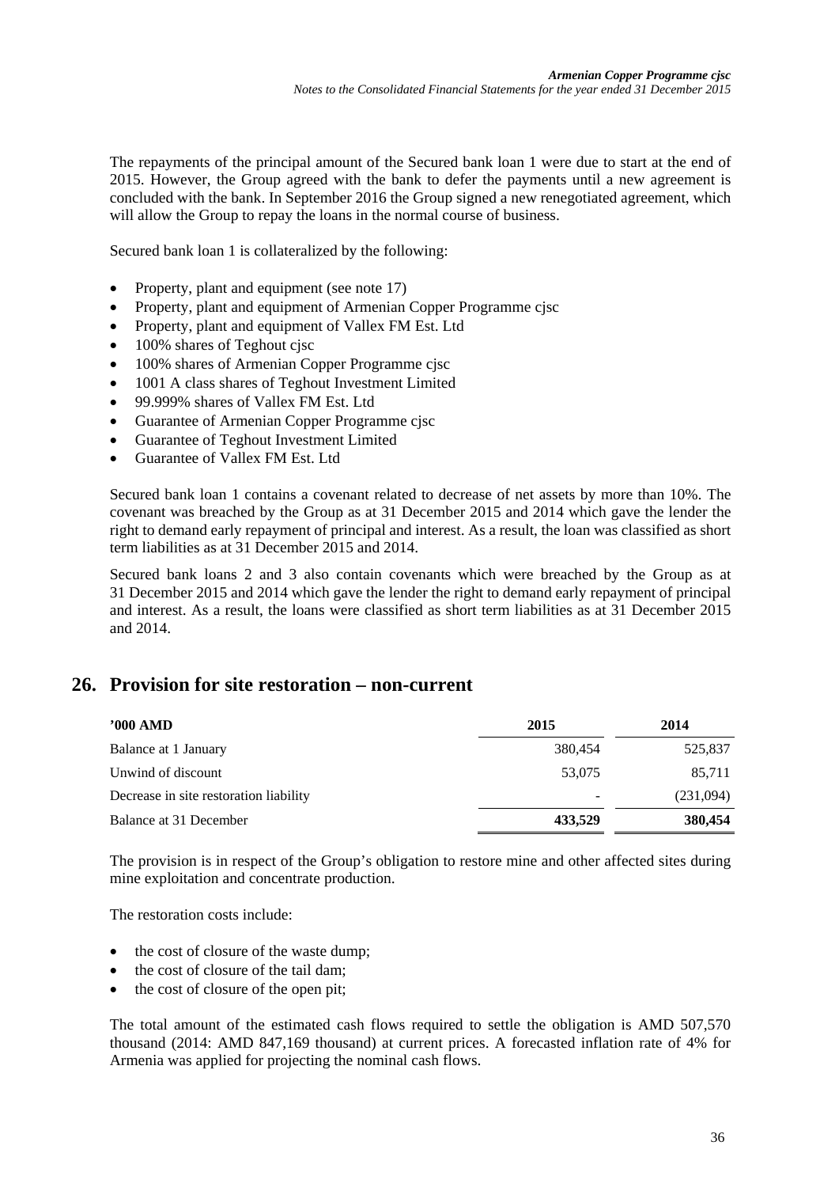The repayments of the principal amount of the Secured bank loan 1 were due to start at the end of 2015. However, the Group agreed with the bank to defer the payments until a new agreement is concluded with the bank. In September 2016 the Group signed a new renegotiated agreement, which will allow the Group to repay the loans in the normal course of business.

Secured bank loan 1 is collateralized by the following:

- Property, plant and equipment (see note 17)
- Property, plant and equipment of Armenian Copper Programme cjsc
- Property, plant and equipment of Vallex FM Est. Ltd
- 100% shares of Teghout cjsc
- 100% shares of Armenian Copper Programme cjsc
- 1001 A class shares of Teghout Investment Limited
- 99.999% shares of Vallex FM Est. Ltd
- Guarantee of Armenian Copper Programme cjsc
- Guarantee of Teghout Investment Limited
- Guarantee of Vallex FM Est. Ltd

Secured bank loan 1 contains a covenant related to decrease of net assets by more than 10%. The covenant was breached by the Group as at 31 December 2015 and 2014 which gave the lender the right to demand early repayment of principal and interest. As a result, the loan was classified as short term liabilities as at 31 December 2015 and 2014.

Secured bank loans 2 and 3 also contain covenants which were breached by the Group as at 31 December 2015 and 2014 which gave the lender the right to demand early repayment of principal and interest. As a result, the loans were classified as short term liabilities as at 31 December 2015 and 2014.

## 26. Provision for site restoration – non-current

| '000 AMD | 2015 | 2014 |
|---|---|---|
| Balance at 1 January | 380,454 | 525,837 |
| Unwind of discount | 53,075 | 85,711 |
| Decrease in site restoration liability | - | (231,094) |
| Balance at 31 December | **433,529** | **380,454** |

The provision is in respect of the Group's obligation to restore mine and other affected sites during mine exploitation and concentrate production.

The restoration costs include:

- the cost of closure of the waste dump;
- the cost of closure of the tail dam;
- the cost of closure of the open pit;

The total amount of the estimated cash flows required to settle the obligation is AMD 507,570 thousand (2014: AMD 847,169 thousand) at current prices. A forecasted inflation rate of 4% for Armenia was applied for projecting the nominal cash flows.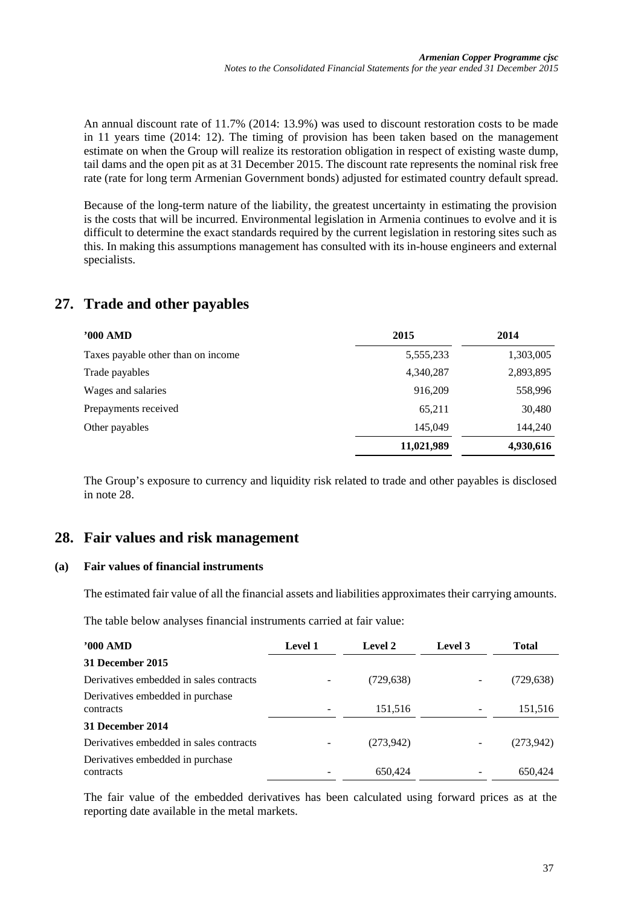An annual discount rate of 11.7% (2014: 13.9%) was used to discount restoration costs to be made in 11 years time (2014: 12). The timing of provision has been taken based on the management estimate on when the Group will realize its restoration obligation in respect of existing waste dump, tail dams and the open pit as at 31 December 2015. The discount rate represents the nominal risk free rate (rate for long term Armenian Government bonds) adjusted for estimated country default spread.

Because of the long-term nature of the liability, the greatest uncertainty in estimating the provision is the costs that will be incurred. Environmental legislation in Armenia continues to evolve and it is difficult to determine the exact standards required by the current legislation in restoring sites such as this. In making this assumptions management has consulted with its in-house engineers and external specialists.

# 27. Trade and other payables

| '000 AMD | 2015 | 2014 |
|---|---|---|
| Taxes payable other than on income | 5,555,233 | 1,303,005 |
| Trade payables | 4,340,287 | 2,893,895 |
| Wages and salaries | 916,209 | 558,996 |
| Prepayments received | 65,211 | 30,480 |
| Other payables | 145,049 | 144,240 |
| | **11,021,989** | **4,930,616** |

The Group's exposure to currency and liquidity risk related to trade and other payables is disclosed in note 28.

# 28. Fair values and risk management

## (a) Fair values of financial instruments

The estimated fair value of all the financial assets and liabilities approximates their carrying amounts.

The table below analyses financial instruments carried at fair value:

| '000 AMD | Level 1 | Level 2 | Level 3 | Total |
|---|---|---|---|---|
| **31 December 2015** | | | | |
| Derivatives embedded in sales contracts | - | (729,638) | - | (729,638) |
| Derivatives embedded in purchase contracts | - | 151,516 | - | 151,516 |
| **31 December 2014** | | | | |
| Derivatives embedded in sales contracts | - | (273,942) | - | (273,942) |
| Derivatives embedded in purchase contracts | - | 650,424 | - | 650,424 |

The fair value of the embedded derivatives has been calculated using forward prices as at the reporting date available in the metal markets.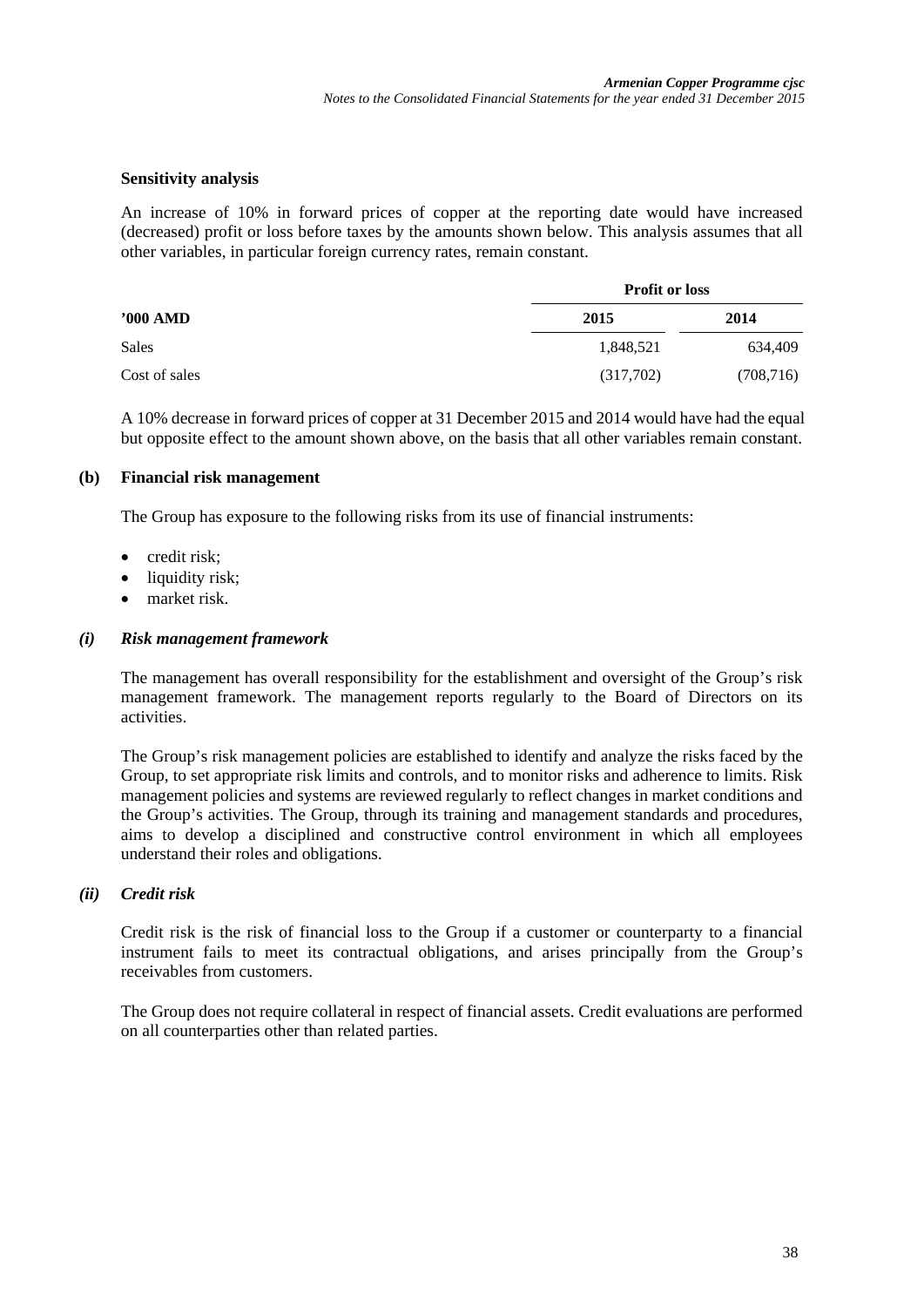**Sensitivity analysis**

An increase of 10% in forward prices of copper at the reporting date would have increased (decreased) profit or loss before taxes by the amounts shown below. This analysis assumes that all other variables, in particular foreign currency rates, remain constant.

| | Profit or loss | |
|---|---|---|
| **’000 AMD** | **2015** | **2014** |
| Sales | 1,848,521 | 634,409 |
| Cost of sales | (317,702) | (708,716) |

A 10% decrease in forward prices of copper at 31 December 2015 and 2014 would have had the equal but opposite effect to the amount shown above, on the basis that all other variables remain constant.

### (b) Financial risk management

The Group has exposure to the following risks from its use of financial instruments:

- credit risk;
- liquidity risk;
- market risk.

#### *(i) Risk management framework*

The management has overall responsibility for the establishment and oversight of the Group’s risk management framework. The management reports regularly to the Board of Directors on its activities.

The Group’s risk management policies are established to identify and analyze the risks faced by the Group, to set appropriate risk limits and controls, and to monitor risks and adherence to limits. Risk management policies and systems are reviewed regularly to reflect changes in market conditions and the Group’s activities. The Group, through its training and management standards and procedures, aims to develop a disciplined and constructive control environment in which all employees understand their roles and obligations.

#### *(ii) Credit risk*

Credit risk is the risk of financial loss to the Group if a customer or counterparty to a financial instrument fails to meet its contractual obligations, and arises principally from the Group’s receivables from customers.

The Group does not require collateral in respect of financial assets. Credit evaluations are performed on all counterparties other than related parties.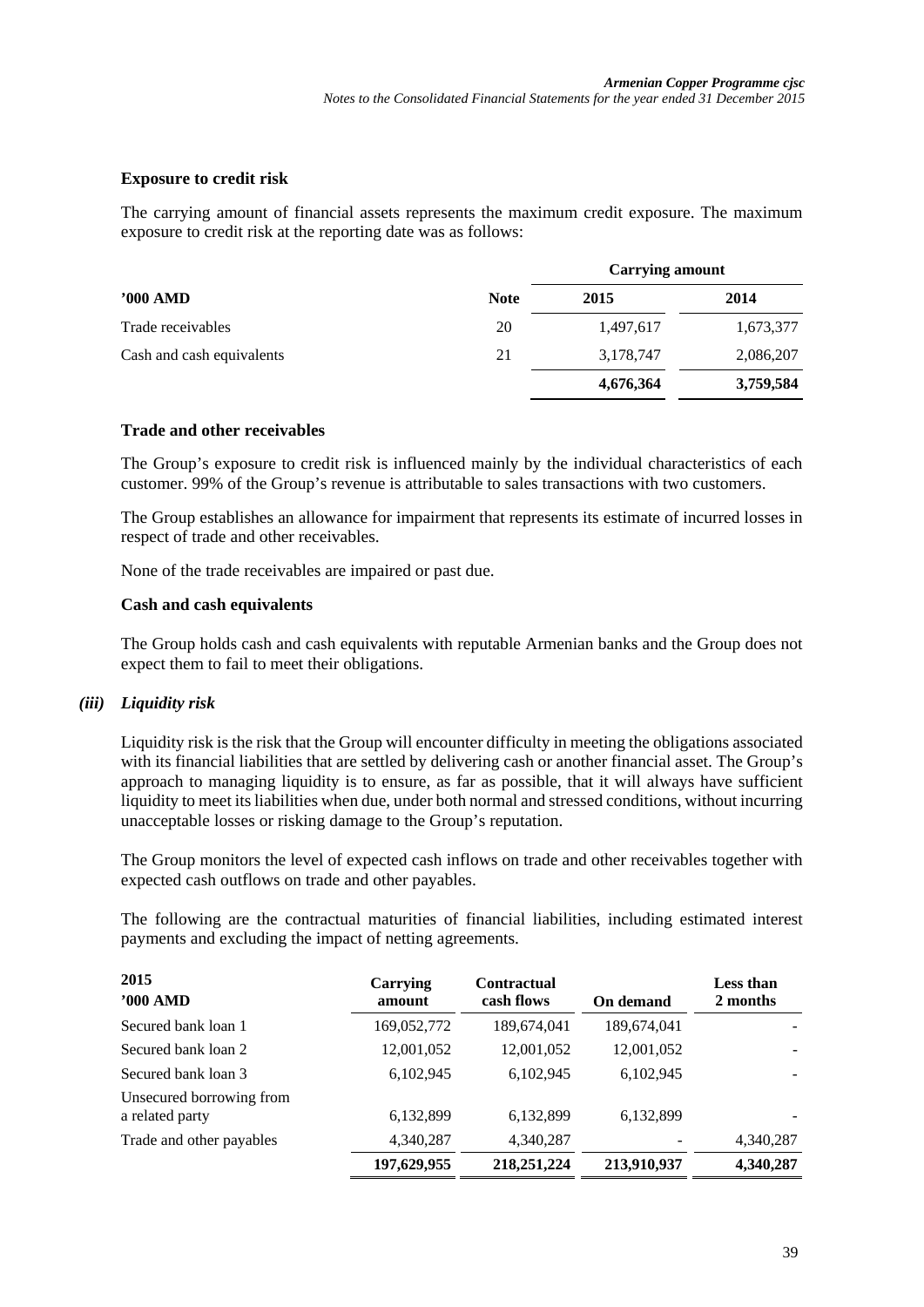### Exposure to credit risk

The carrying amount of financial assets represents the maximum credit exposure. The maximum exposure to credit risk at the reporting date was as follows:

| | | Carrying amount | |
|---|---|---|---|
| **'000 AMD** | **Note** | **2015** | **2014** |
| Trade receivables | 20 | 1,497,617 | 1,673,377 |
| Cash and cash equivalents | 21 | 3,178,747 | 2,086,207 |
| | | **4,676,364** | **3,759,584** |

### Trade and other receivables

The Group's exposure to credit risk is influenced mainly by the individual characteristics of each customer. 99% of the Group's revenue is attributable to sales transactions with two customers.

The Group establishes an allowance for impairment that represents its estimate of incurred losses in respect of trade and other receivables.

None of the trade receivables are impaired or past due.

### Cash and cash equivalents

The Group holds cash and cash equivalents with reputable Armenian banks and the Group does not expect them to fail to meet their obligations.

### *(iii) Liquidity risk*

Liquidity risk is the risk that the Group will encounter difficulty in meeting the obligations associated with its financial liabilities that are settled by delivering cash or another financial asset. The Group's approach to managing liquidity is to ensure, as far as possible, that it will always have sufficient liquidity to meet its liabilities when due, under both normal and stressed conditions, without incurring unacceptable losses or risking damage to the Group's reputation.

The Group monitors the level of expected cash inflows on trade and other receivables together with expected cash outflows on trade and other payables.

The following are the contractual maturities of financial liabilities, including estimated interest payments and excluding the impact of netting agreements.

| **2015**<br>**'000 AMD** | **Carrying amount** | **Contractual cash flows** | **On demand** | **Less than 2 months** |
|---|---|---|---|---|
| Secured bank loan 1 | 169,052,772 | 189,674,041 | 189,674,041 | - |
| Secured bank loan 2 | 12,001,052 | 12,001,052 | 12,001,052 | - |
| Secured bank loan 3 | 6,102,945 | 6,102,945 | 6,102,945 | - |
| Unsecured borrowing from a related party | 6,132,899 | 6,132,899 | 6,132,899 | - |
| Trade and other payables | 4,340,287 | 4,340,287 | - | 4,340,287 |
| | **197,629,955** | **218,251,224** | **213,910,937** | **4,340,287** |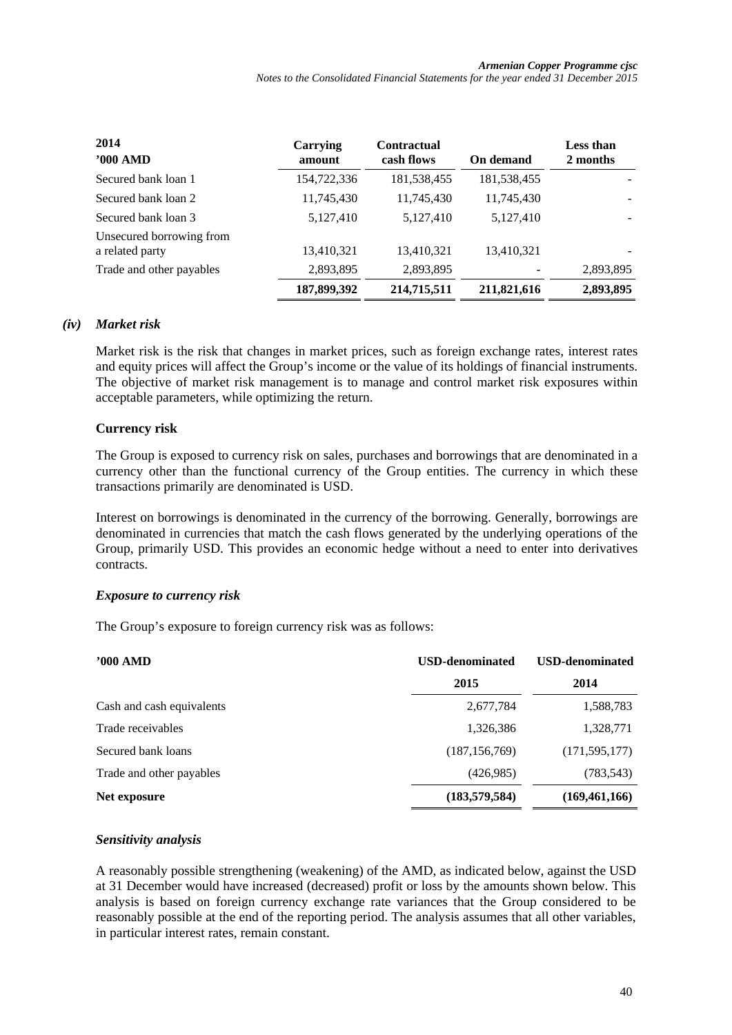| 2014<br>'000 AMD | Carrying amount | Contractual cash flows | On demand | Less than 2 months |
|---|---|---|---|---|
| Secured bank loan 1 | 154,722,336 | 181,538,455 | 181,538,455 | - |
| Secured bank loan 2 | 11,745,430 | 11,745,430 | 11,745,430 | - |
| Secured bank loan 3 | 5,127,410 | 5,127,410 | 5,127,410 | - |
| Unsecured borrowing from a related party | 13,410,321 | 13,410,321 | 13,410,321 | - |
| Trade and other payables | 2,893,895 | 2,893,895 | - | 2,893,895 |
| | **187,899,392** | **214,715,511** | **211,821,616** | **2,893,895** |

### *(iv) Market risk*

Market risk is the risk that changes in market prices, such as foreign exchange rates, interest rates and equity prices will affect the Group's income or the value of its holdings of financial instruments. The objective of market risk management is to manage and control market risk exposures within acceptable parameters, while optimizing the return.

#### Currency risk

The Group is exposed to currency risk on sales, purchases and borrowings that are denominated in a currency other than the functional currency of the Group entities. The currency in which these transactions primarily are denominated is USD.

Interest on borrowings is denominated in the currency of the borrowing. Generally, borrowings are denominated in currencies that match the cash flows generated by the underlying operations of the Group, primarily USD. This provides an economic hedge without a need to enter into derivatives contracts.

#### *Exposure to currency risk*

The Group's exposure to foreign currency risk was as follows:

| '000 AMD | USD-denominated<br>2015 | USD-denominated<br>2014 |
|---|---|---|
| Cash and cash equivalents | 2,677,784 | 1,588,783 |
| Trade receivables | 1,326,386 | 1,328,771 |
| Secured bank loans | (187,156,769) | (171,595,177) |
| Trade and other payables | (426,985) | (783,543) |
| **Net exposure** | **(183,579,584)** | **(169,461,166)** |

#### *Sensitivity analysis*

A reasonably possible strengthening (weakening) of the AMD, as indicated below, against the USD at 31 December would have increased (decreased) profit or loss by the amounts shown below. This analysis is based on foreign currency exchange rate variances that the Group considered to be reasonably possible at the end of the reporting period. The analysis assumes that all other variables, in particular interest rates, remain constant.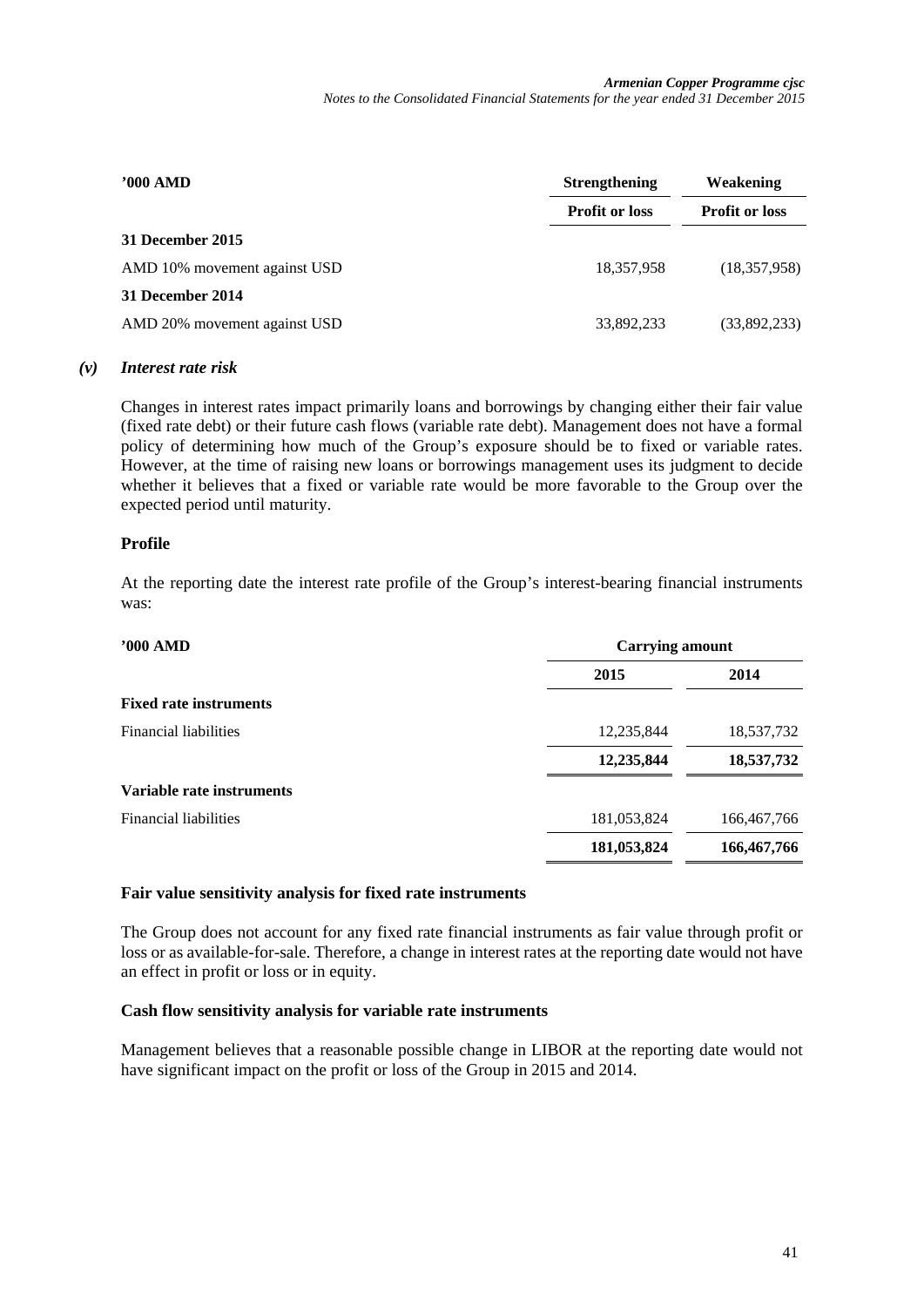| '000 AMD | Strengthening | Weakening |
|---|---|---|
| | Profit or loss | Profit or loss |
| **31 December 2015** | | |
| AMD 10% movement against USD | 18,357,958 | (18,357,958) |
| **31 December 2014** | | |
| AMD 20% movement against USD | 33,892,233 | (33,892,233) |

### *(v) Interest rate risk*

Changes in interest rates impact primarily loans and borrowings by changing either their fair value (fixed rate debt) or their future cash flows (variable rate debt). Management does not have a formal policy of determining how much of the Group's exposure should be to fixed or variable rates. However, at the time of raising new loans or borrowings management uses its judgment to decide whether it believes that a fixed or variable rate would be more favorable to the Group over the expected period until maturity.

**Profile**

At the reporting date the interest rate profile of the Group's interest-bearing financial instruments was:

| '000 AMD | Carrying amount | |
|---|---|---|
| | 2015 | 2014 |
| **Fixed rate instruments** | | |
| Financial liabilities | 12,235,844 | 18,537,732 |
| | **12,235,844** | **18,537,732** |
| **Variable rate instruments** | | |
| Financial liabilities | 181,053,824 | 166,467,766 |
| | **181,053,824** | **166,467,766** |

**Fair value sensitivity analysis for fixed rate instruments**

The Group does not account for any fixed rate financial instruments as fair value through profit or loss or as available-for-sale. Therefore, a change in interest rates at the reporting date would not have an effect in profit or loss or in equity.

**Cash flow sensitivity analysis for variable rate instruments**

Management believes that a reasonable possible change in LIBOR at the reporting date would not have significant impact on the profit or loss of the Group in 2015 and 2014.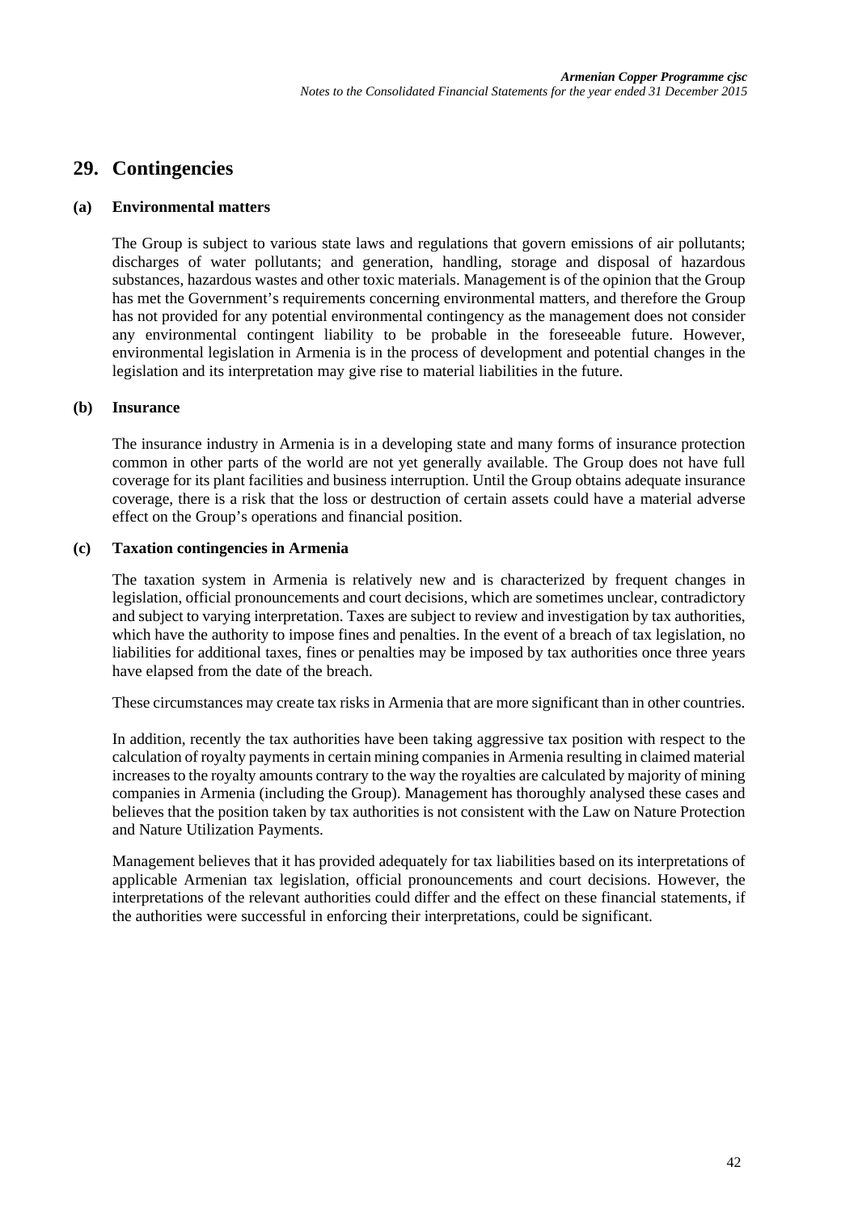## 29. Contingencies

### (a) Environmental matters

The Group is subject to various state laws and regulations that govern emissions of air pollutants; discharges of water pollutants; and generation, handling, storage and disposal of hazardous substances, hazardous wastes and other toxic materials. Management is of the opinion that the Group has met the Government's requirements concerning environmental matters, and therefore the Group has not provided for any potential environmental contingency as the management does not consider any environmental contingent liability to be probable in the foreseeable future. However, environmental legislation in Armenia is in the process of development and potential changes in the legislation and its interpretation may give rise to material liabilities in the future.

### (b) Insurance

The insurance industry in Armenia is in a developing state and many forms of insurance protection common in other parts of the world are not yet generally available. The Group does not have full coverage for its plant facilities and business interruption. Until the Group obtains adequate insurance coverage, there is a risk that the loss or destruction of certain assets could have a material adverse effect on the Group's operations and financial position.

### (c) Taxation contingencies in Armenia

The taxation system in Armenia is relatively new and is characterized by frequent changes in legislation, official pronouncements and court decisions, which are sometimes unclear, contradictory and subject to varying interpretation. Taxes are subject to review and investigation by tax authorities, which have the authority to impose fines and penalties. In the event of a breach of tax legislation, no liabilities for additional taxes, fines or penalties may be imposed by tax authorities once three years have elapsed from the date of the breach.

These circumstances may create tax risks in Armenia that are more significant than in other countries.

In addition, recently the tax authorities have been taking aggressive tax position with respect to the calculation of royalty payments in certain mining companies in Armenia resulting in claimed material increases to the royalty amounts contrary to the way the royalties are calculated by majority of mining companies in Armenia (including the Group). Management has thoroughly analysed these cases and believes that the position taken by tax authorities is not consistent with the Law on Nature Protection and Nature Utilization Payments.

Management believes that it has provided adequately for tax liabilities based on its interpretations of applicable Armenian tax legislation, official pronouncements and court decisions. However, the interpretations of the relevant authorities could differ and the effect on these financial statements, if the authorities were successful in enforcing their interpretations, could be significant.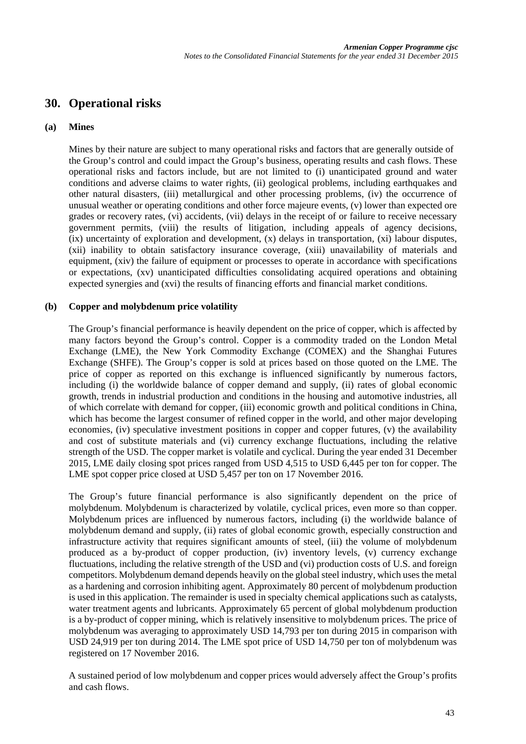## 30. Operational risks

### (a) Mines

Mines by their nature are subject to many operational risks and factors that are generally outside of the Group's control and could impact the Group's business, operating results and cash flows. These operational risks and factors include, but are not limited to (i) unanticipated ground and water conditions and adverse claims to water rights, (ii) geological problems, including earthquakes and other natural disasters, (iii) metallurgical and other processing problems, (iv) the occurrence of unusual weather or operating conditions and other force majeure events, (v) lower than expected ore grades or recovery rates, (vi) accidents, (vii) delays in the receipt of or failure to receive necessary government permits, (viii) the results of litigation, including appeals of agency decisions, (ix) uncertainty of exploration and development, (x) delays in transportation, (xi) labour disputes, (xii) inability to obtain satisfactory insurance coverage, (xiii) unavailability of materials and equipment, (xiv) the failure of equipment or processes to operate in accordance with specifications or expectations, (xv) unanticipated difficulties consolidating acquired operations and obtaining expected synergies and (xvi) the results of financing efforts and financial market conditions.

### (b) Copper and molybdenum price volatility

The Group's financial performance is heavily dependent on the price of copper, which is affected by many factors beyond the Group's control. Copper is a commodity traded on the London Metal Exchange (LME), the New York Commodity Exchange (COMEX) and the Shanghai Futures Exchange (SHFE). The Group's copper is sold at prices based on those quoted on the LME. The price of copper as reported on this exchange is influenced significantly by numerous factors, including (i) the worldwide balance of copper demand and supply, (ii) rates of global economic growth, trends in industrial production and conditions in the housing and automotive industries, all of which correlate with demand for copper, (iii) economic growth and political conditions in China, which has become the largest consumer of refined copper in the world, and other major developing economies, (iv) speculative investment positions in copper and copper futures, (v) the availability and cost of substitute materials and (vi) currency exchange fluctuations, including the relative strength of the USD. The copper market is volatile and cyclical. During the year ended 31 December 2015, LME daily closing spot prices ranged from USD 4,515 to USD 6,445 per ton for copper. The LME spot copper price closed at USD 5,457 per ton on 17 November 2016.

The Group's future financial performance is also significantly dependent on the price of molybdenum. Molybdenum is characterized by volatile, cyclical prices, even more so than copper. Molybdenum prices are influenced by numerous factors, including (i) the worldwide balance of molybdenum demand and supply, (ii) rates of global economic growth, especially construction and infrastructure activity that requires significant amounts of steel, (iii) the volume of molybdenum produced as a by-product of copper production, (iv) inventory levels, (v) currency exchange fluctuations, including the relative strength of the USD and (vi) production costs of U.S. and foreign competitors. Molybdenum demand depends heavily on the global steel industry, which uses the metal as a hardening and corrosion inhibiting agent. Approximately 80 percent of molybdenum production is used in this application. The remainder is used in specialty chemical applications such as catalysts, water treatment agents and lubricants. Approximately 65 percent of global molybdenum production is a by-product of copper mining, which is relatively insensitive to molybdenum prices. The price of molybdenum was averaging to approximately USD 14,793 per ton during 2015 in comparison with USD 24,919 per ton during 2014. The LME spot price of USD 14,750 per ton of molybdenum was registered on 17 November 2016.

A sustained period of low molybdenum and copper prices would adversely affect the Group's profits and cash flows.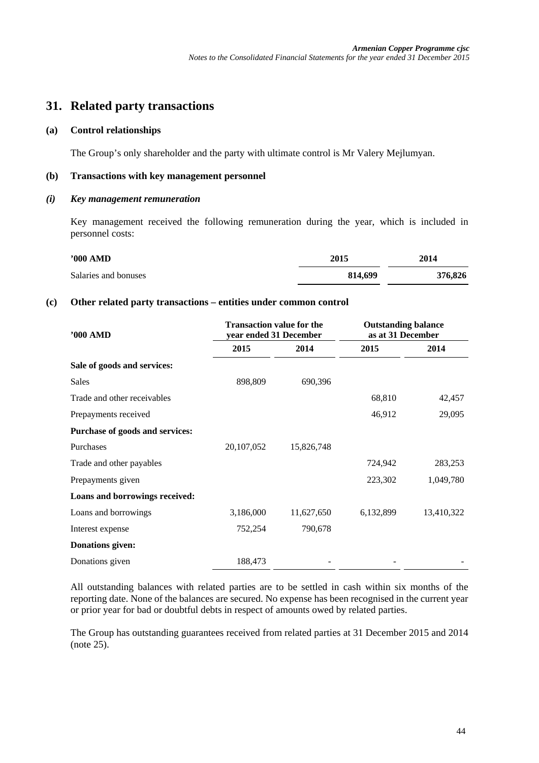## 31. Related party transactions

### (a) Control relationships

The Group's only shareholder and the party with ultimate control is Mr Valery Mejlumyan.

### (b) Transactions with key management personnel

#### *(i) Key management remuneration*

Key management received the following remuneration during the year, which is included in personnel costs:

| '000 AMD | 2015 | 2014 |
|---|---|---|
| Salaries and bonuses | **814,699** | **376,826** |

### (c) Other related party transactions – entities under common control

| '000 AMD | Transaction value for the year ended 31 December | | Outstanding balance as at 31 December | |
|---|---|---|---|---|
| | 2015 | 2014 | 2015 | 2014 |
| **Sale of goods and services:** | | | | |
| Sales | 898,809 | 690,396 | | |
| Trade and other receivables | | | 68,810 | 42,457 |
| Prepayments received | | | 46,912 | 29,095 |
| **Purchase of goods and services:** | | | | |
| Purchases | 20,107,052 | 15,826,748 | | |
| Trade and other payables | | | 724,942 | 283,253 |
| Prepayments given | | | 223,302 | 1,049,780 |
| **Loans and borrowings received:** | | | | |
| Loans and borrowings | 3,186,000 | 11,627,650 | 6,132,899 | 13,410,322 |
| Interest expense | 752,254 | 790,678 | | |
| **Donations given:** | | | | |
| Donations given | 188,473 | - | - | - |

All outstanding balances with related parties are to be settled in cash within six months of the reporting date. None of the balances are secured. No expense has been recognised in the current year or prior year for bad or doubtful debts in respect of amounts owed by related parties.

The Group has outstanding guarantees received from related parties at 31 December 2015 and 2014 (note 25).